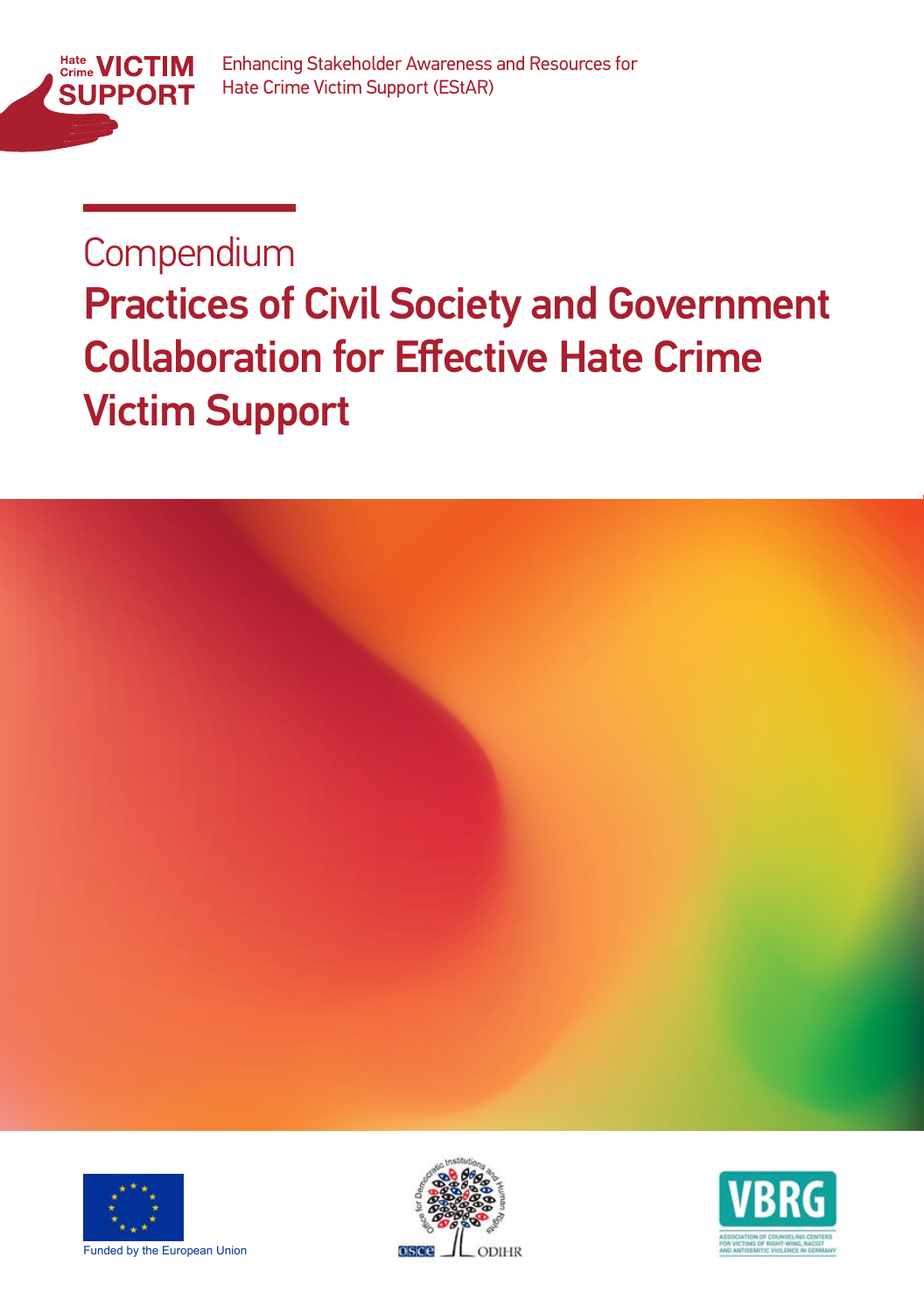Hate Crime VICTIM SUPPORT

Enhancing Stakeholder Awareness and Resources for Hate Crime Victim Support (EStAR)

# Compendium

# Practices of Civil Society and Government Collaboration for Effective Hate Crime Victim Support

Funded by the European Union

OSCE ODIHR

VBRG

ASSOCIATION OF COUNSELING CENTERS FOR VICTIMS OF RIGHT-WING, RACIST AND ANTISEMITIC VIOLENCE IN GERMANY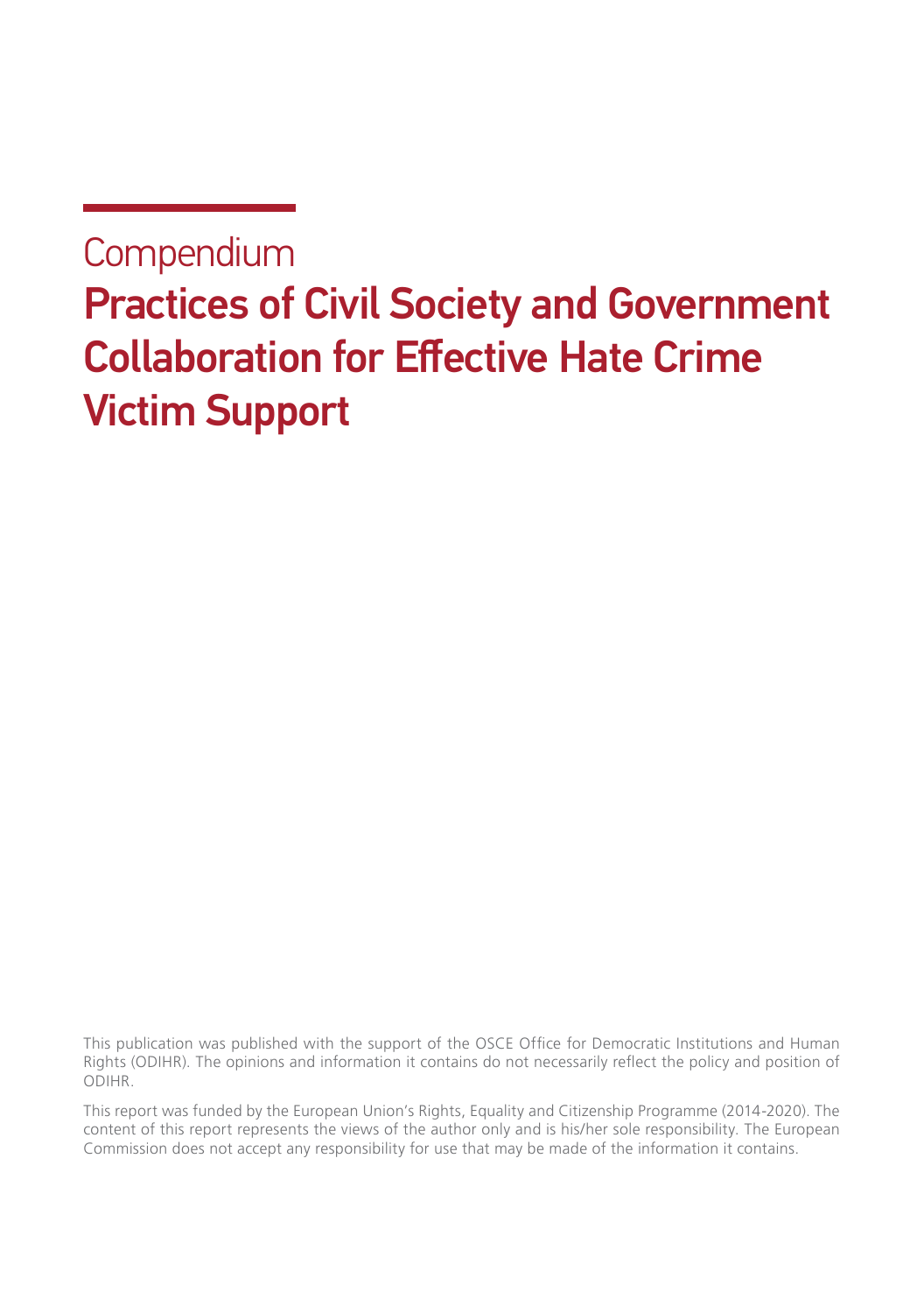Compendium

# Practices of Civil Society and Government Collaboration for Effective Hate Crime Victim Support

This publication was published with the support of the OSCE Office for Democratic Institutions and Human Rights (ODIHR). The opinions and information it contains do not necessarily reflect the policy and position of ODIHR.

This report was funded by the European Union's Rights, Equality and Citizenship Programme (2014-2020). The content of this report represents the views of the author only and is his/her sole responsibility. The European Commission does not accept any responsibility for use that may be made of the information it contains.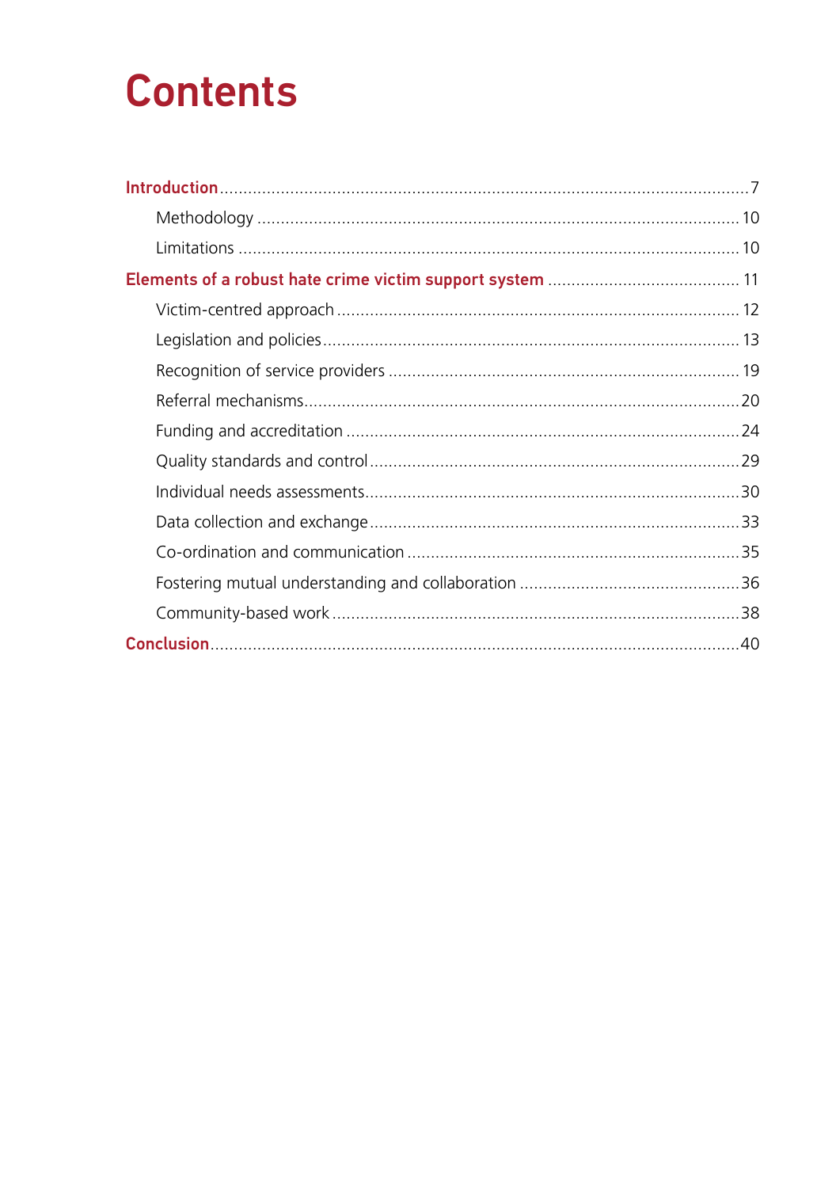# Contents

- **Introduction** ... 7
  - Methodology ... 10
  - Limitations ... 10
- **Elements of a robust hate crime victim support system** ... 11
  - Victim-centred approach ... 12
  - Legislation and policies ... 13
  - Recognition of service providers ... 19
  - Referral mechanisms ... 20
  - Funding and accreditation ... 24
  - Quality standards and control ... 29
  - Individual needs assessments ... 30
  - Data collection and exchange ... 33
  - Co-ordination and communication ... 35
  - Fostering mutual understanding and collaboration ... 36
  - Community-based work ... 38
- **Conclusion** ... 40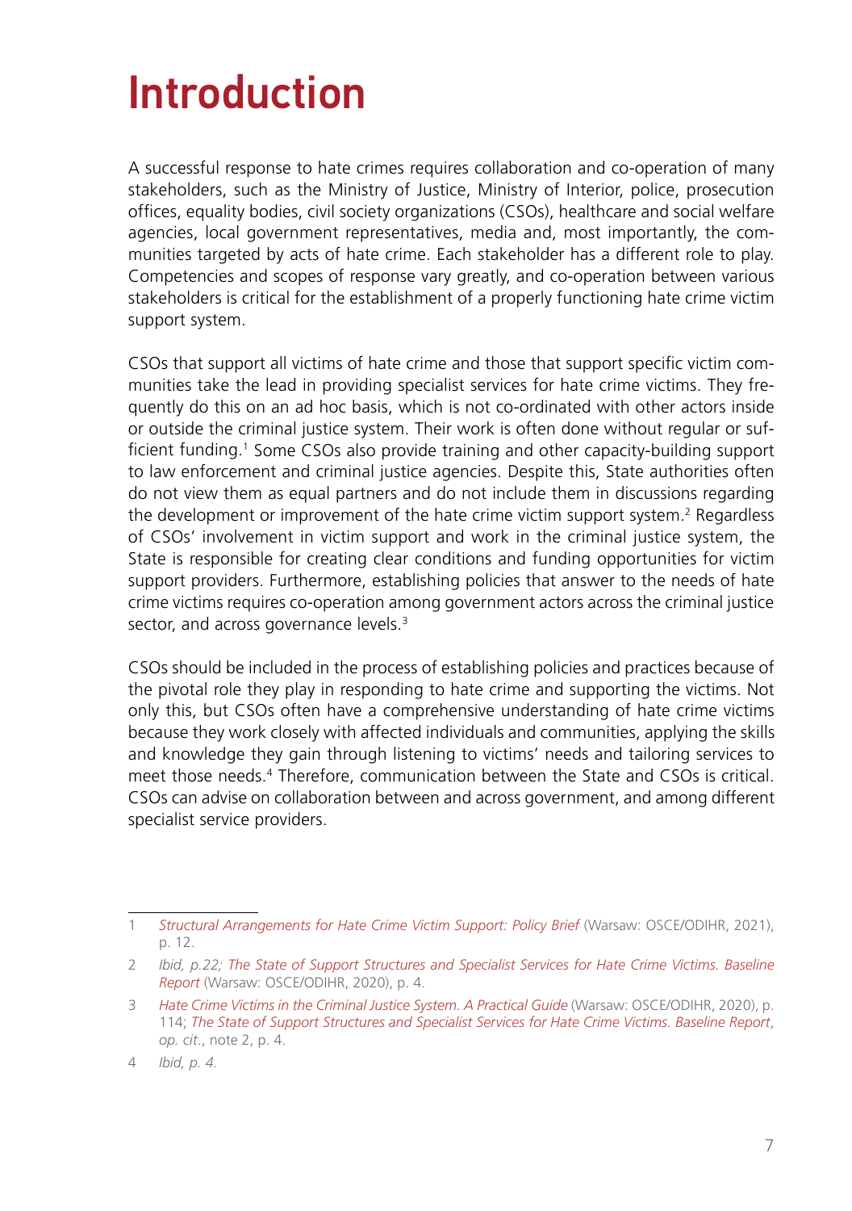# Introduction

A successful response to hate crimes requires collaboration and co-operation of many stakeholders, such as the Ministry of Justice, Ministry of Interior, police, prosecution offices, equality bodies, civil society organizations (CSOs), healthcare and social welfare agencies, local government representatives, media and, most importantly, the communities targeted by acts of hate crime. Each stakeholder has a different role to play. Competencies and scopes of response vary greatly, and co-operation between various stakeholders is critical for the establishment of a properly functioning hate crime victim support system.

CSOs that support all victims of hate crime and those that support specific victim communities take the lead in providing specialist services for hate crime victims. They frequently do this on an ad hoc basis, which is not co-ordinated with other actors inside or outside the criminal justice system. Their work is often done without regular or sufficient funding.[1] Some CSOs also provide training and other capacity-building support to law enforcement and criminal justice agencies. Despite this, State authorities often do not view them as equal partners and do not include them in discussions regarding the development or improvement of the hate crime victim support system.[2] Regardless of CSOs' involvement in victim support and work in the criminal justice system, the State is responsible for creating clear conditions and funding opportunities for victim support providers. Furthermore, establishing policies that answer to the needs of hate crime victims requires co-operation among government actors across the criminal justice sector, and across governance levels.[3]

CSOs should be included in the process of establishing policies and practices because of the pivotal role they play in responding to hate crime and supporting the victims. Not only this, but CSOs often have a comprehensive understanding of hate crime victims because they work closely with affected individuals and communities, applying the skills and knowledge they gain through listening to victims' needs and tailoring services to meet those needs.[4] Therefore, communication between the State and CSOs is critical. CSOs can advise on collaboration between and across government, and among different specialist service providers.

---

1 *Structural Arrangements for Hate Crime Victim Support: Policy Brief* (Warsaw: OSCE/ODIHR, 2021), p. 12.

2 *Ibid, p.22; The State of Support Structures and Specialist Services for Hate Crime Victims. Baseline Report* (Warsaw: OSCE/ODIHR, 2020), p. 4.

3 *Hate Crime Victims in the Criminal Justice System. A Practical Guide* (Warsaw: OSCE/ODIHR, 2020), p. 114; *The State of Support Structures and Specialist Services for Hate Crime Victims. Baseline Report*, *op. cit.*, note 2, p. 4.

4 *Ibid, p. 4.*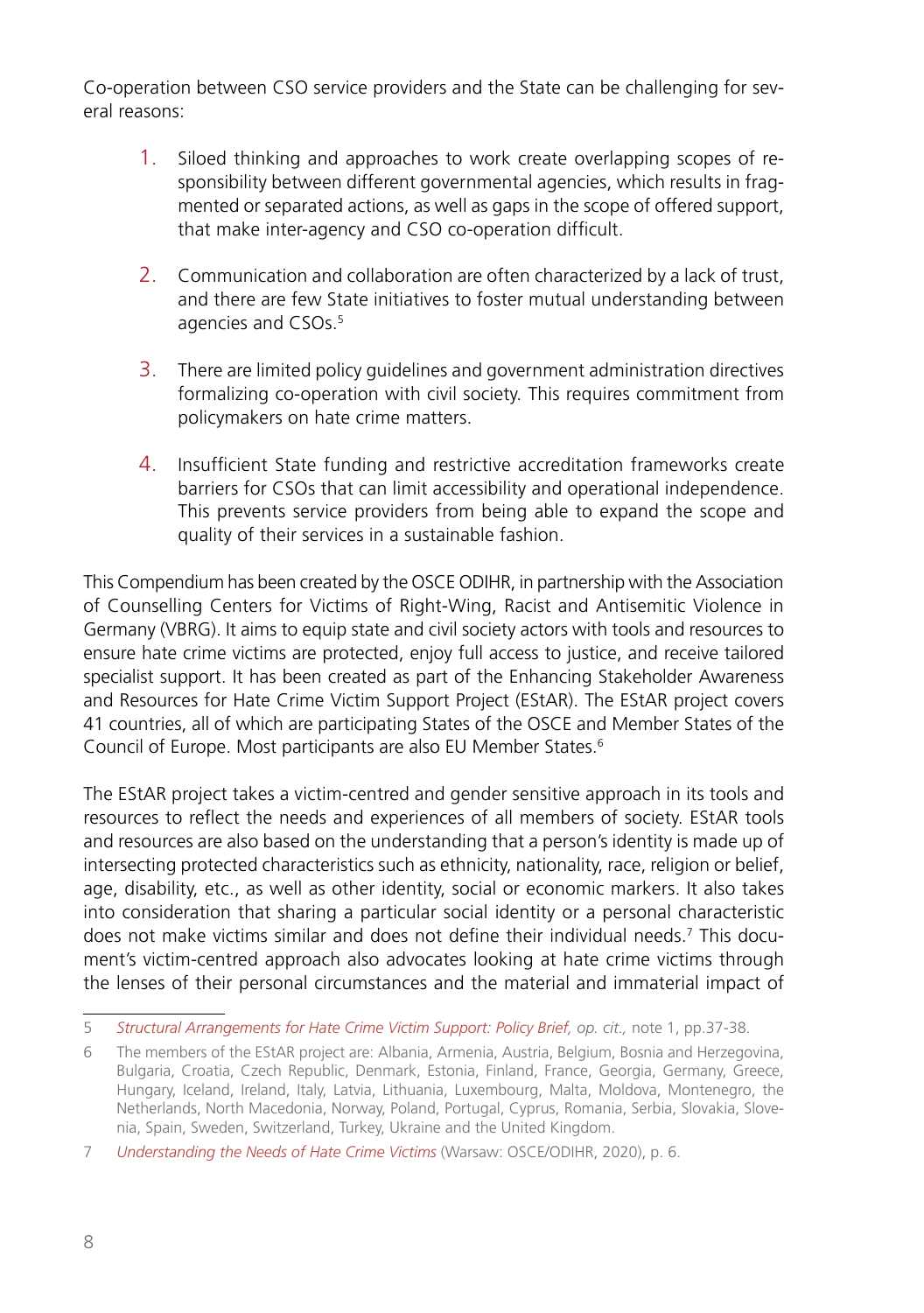Co-operation between CSO service providers and the State can be challenging for several reasons:

1. Siloed thinking and approaches to work create overlapping scopes of responsibility between different governmental agencies, which results in fragmented or separated actions, as well as gaps in the scope of offered support, that make inter-agency and CSO co-operation difficult.

2. Communication and collaboration are often characterized by a lack of trust, and there are few State initiatives to foster mutual understanding between agencies and CSOs.[5]

3. There are limited policy guidelines and government administration directives formalizing co-operation with civil society. This requires commitment from policymakers on hate crime matters.

4. Insufficient State funding and restrictive accreditation frameworks create barriers for CSOs that can limit accessibility and operational independence. This prevents service providers from being able to expand the scope and quality of their services in a sustainable fashion.

This Compendium has been created by the OSCE ODIHR, in partnership with the Association of Counselling Centers for Victims of Right-Wing, Racist and Antisemitic Violence in Germany (VBRG). It aims to equip state and civil society actors with tools and resources to ensure hate crime victims are protected, enjoy full access to justice, and receive tailored specialist support. It has been created as part of the Enhancing Stakeholder Awareness and Resources for Hate Crime Victim Support Project (EStAR). The EStAR project covers 41 countries, all of which are participating States of the OSCE and Member States of the Council of Europe. Most participants are also EU Member States.[6]

The EStAR project takes a victim-centred and gender sensitive approach in its tools and resources to reflect the needs and experiences of all members of society. EStAR tools and resources are also based on the understanding that a person's identity is made up of intersecting protected characteristics such as ethnicity, nationality, race, religion or belief, age, disability, etc., as well as other identity, social or economic markers. It also takes into consideration that sharing a particular social identity or a personal characteristic does not make victims similar and does not define their individual needs.[7] This document's victim-centred approach also advocates looking at hate crime victims through the lenses of their personal circumstances and the material and immaterial impact of

---

5 *Structural Arrangements for Hate Crime Victim Support: Policy Brief, op. cit.,* note 1, pp.37-38.

6 The members of the EStAR project are: Albania, Armenia, Austria, Belgium, Bosnia and Herzegovina, Bulgaria, Croatia, Czech Republic, Denmark, Estonia, Finland, France, Georgia, Germany, Greece, Hungary, Iceland, Ireland, Italy, Latvia, Lithuania, Luxembourg, Malta, Moldova, Montenegro, the Netherlands, North Macedonia, Norway, Poland, Portugal, Cyprus, Romania, Serbia, Slovakia, Slovenia, Spain, Sweden, Switzerland, Turkey, Ukraine and the United Kingdom.

7 *Understanding the Needs of Hate Crime Victims* (Warsaw: OSCE/ODIHR, 2020), p. 6.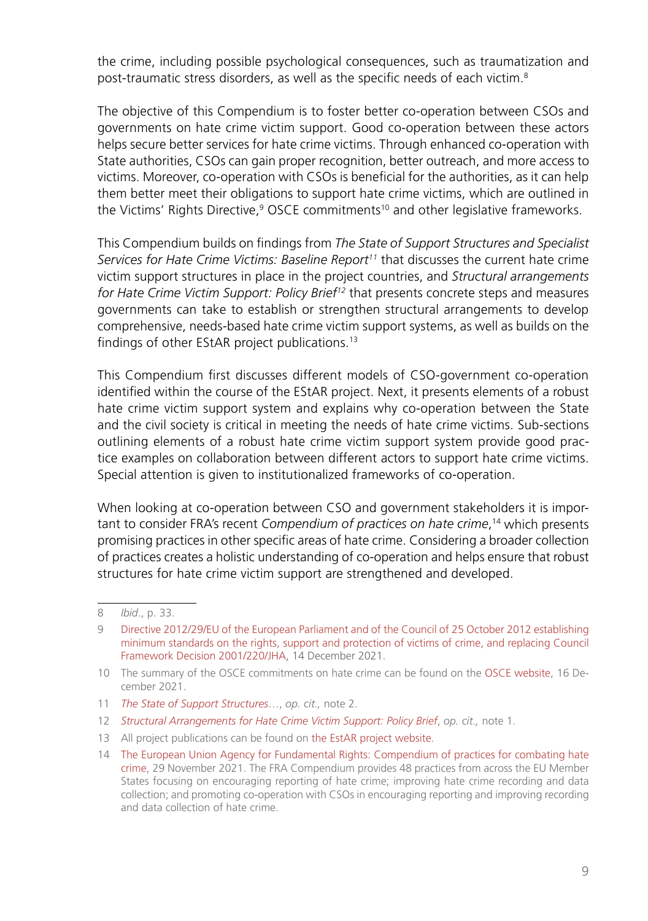the crime, including possible psychological consequences, such as traumatization and post-traumatic stress disorders, as well as the specific needs of each victim.[8]

The objective of this Compendium is to foster better co-operation between CSOs and governments on hate crime victim support. Good co-operation between these actors helps secure better services for hate crime victims. Through enhanced co-operation with State authorities, CSOs can gain proper recognition, better outreach, and more access to victims. Moreover, co-operation with CSOs is beneficial for the authorities, as it can help them better meet their obligations to support hate crime victims, which are outlined in the Victims' Rights Directive,[9] OSCE commitments[10] and other legislative frameworks.

This Compendium builds on findings from *The State of Support Structures and Specialist Services for Hate Crime Victims: Baseline Report*[11] that discusses the current hate crime victim support structures in place in the project countries, and *Structural arrangements for Hate Crime Victim Support: Policy Brief*[12] that presents concrete steps and measures governments can take to establish or strengthen structural arrangements to develop comprehensive, needs-based hate crime victim support systems, as well as builds on the findings of other EStAR project publications.[13]

This Compendium first discusses different models of CSO-government co-operation identified within the course of the EStAR project. Next, it presents elements of a robust hate crime victim support system and explains why co-operation between the State and the civil society is critical in meeting the needs of hate crime victims. Sub-sections outlining elements of a robust hate crime victim support system provide good practice examples on collaboration between different actors to support hate crime victims. Special attention is given to institutionalized frameworks of co-operation.

When looking at co-operation between CSO and government stakeholders it is important to consider FRA's recent *Compendium of practices on hate crime*,[14] which presents promising practices in other specific areas of hate crime. Considering a broader collection of practices creates a holistic understanding of co-operation and helps ensure that robust structures for hate crime victim support are strengthened and developed.

---

8 *Ibid*., p. 33.

9 Directive 2012/29/EU of the European Parliament and of the Council of 25 October 2012 establishing minimum standards on the rights, support and protection of victims of crime, and replacing Council Framework Decision 2001/220/JHA, 14 December 2021.

10 The summary of the OSCE commitments on hate crime can be found on the OSCE website, 16 December 2021.

11 *The State of Support Structures*…, *op. cit.,* note 2.

12 *Structural Arrangements for Hate Crime Victim Support: Policy Brief*, *op. cit.,* note 1.

13 All project publications can be found on the EstAR project website.

14 The European Union Agency for Fundamental Rights: Compendium of practices for combating hate crime, 29 November 2021. The FRA Compendium provides 48 practices from across the EU Member States focusing on encouraging reporting of hate crime; improving hate crime recording and data collection; and promoting co-operation with CSOs in encouraging reporting and improving recording and data collection of hate crime.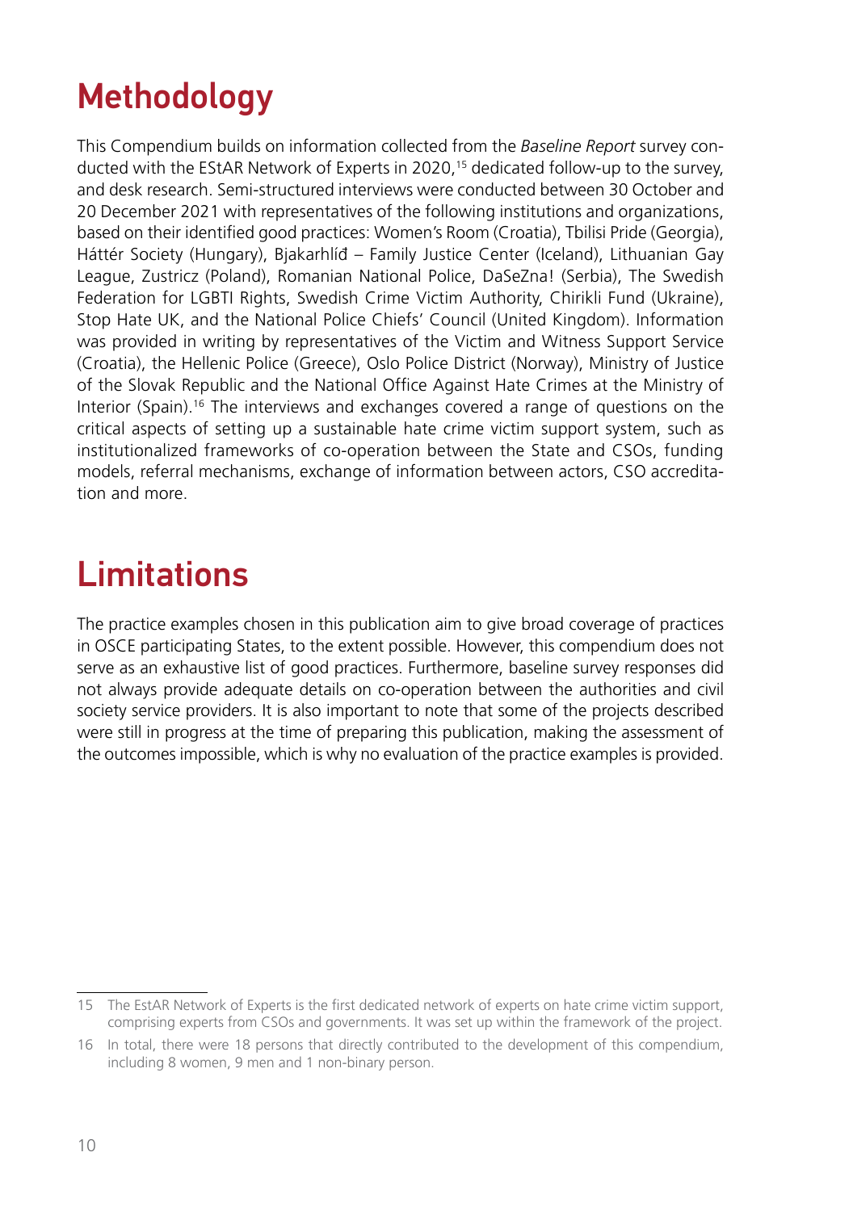# Methodology

This Compendium builds on information collected from the *Baseline Report* survey conducted with the EStAR Network of Experts in 2020,[15] dedicated follow-up to the survey, and desk research. Semi-structured interviews were conducted between 30 October and 20 December 2021 with representatives of the following institutions and organizations, based on their identified good practices: Women's Room (Croatia), Tbilisi Pride (Georgia), Háttér Society (Hungary), Bjakarhlíđ – Family Justice Center (Iceland), Lithuanian Gay League, Zustricz (Poland), Romanian National Police, DaSeZna! (Serbia), The Swedish Federation for LGBTI Rights, Swedish Crime Victim Authority, Chirikli Fund (Ukraine), Stop Hate UK, and the National Police Chiefs' Council (United Kingdom). Information was provided in writing by representatives of the Victim and Witness Support Service (Croatia), the Hellenic Police (Greece), Oslo Police District (Norway), Ministry of Justice of the Slovak Republic and the National Office Against Hate Crimes at the Ministry of Interior (Spain).[16] The interviews and exchanges covered a range of questions on the critical aspects of setting up a sustainable hate crime victim support system, such as institutionalized frameworks of co-operation between the State and CSOs, funding models, referral mechanisms, exchange of information between actors, CSO accreditation and more.

# Limitations

The practice examples chosen in this publication aim to give broad coverage of practices in OSCE participating States, to the extent possible. However, this compendium does not serve as an exhaustive list of good practices. Furthermore, baseline survey responses did not always provide adequate details on co-operation between the authorities and civil society service providers. It is also important to note that some of the projects described were still in progress at the time of preparing this publication, making the assessment of the outcomes impossible, which is why no evaluation of the practice examples is provided.

---

15 The EstAR Network of Experts is the first dedicated network of experts on hate crime victim support, comprising experts from CSOs and governments. It was set up within the framework of the project.

16 In total, there were 18 persons that directly contributed to the development of this compendium, including 8 women, 9 men and 1 non-binary person.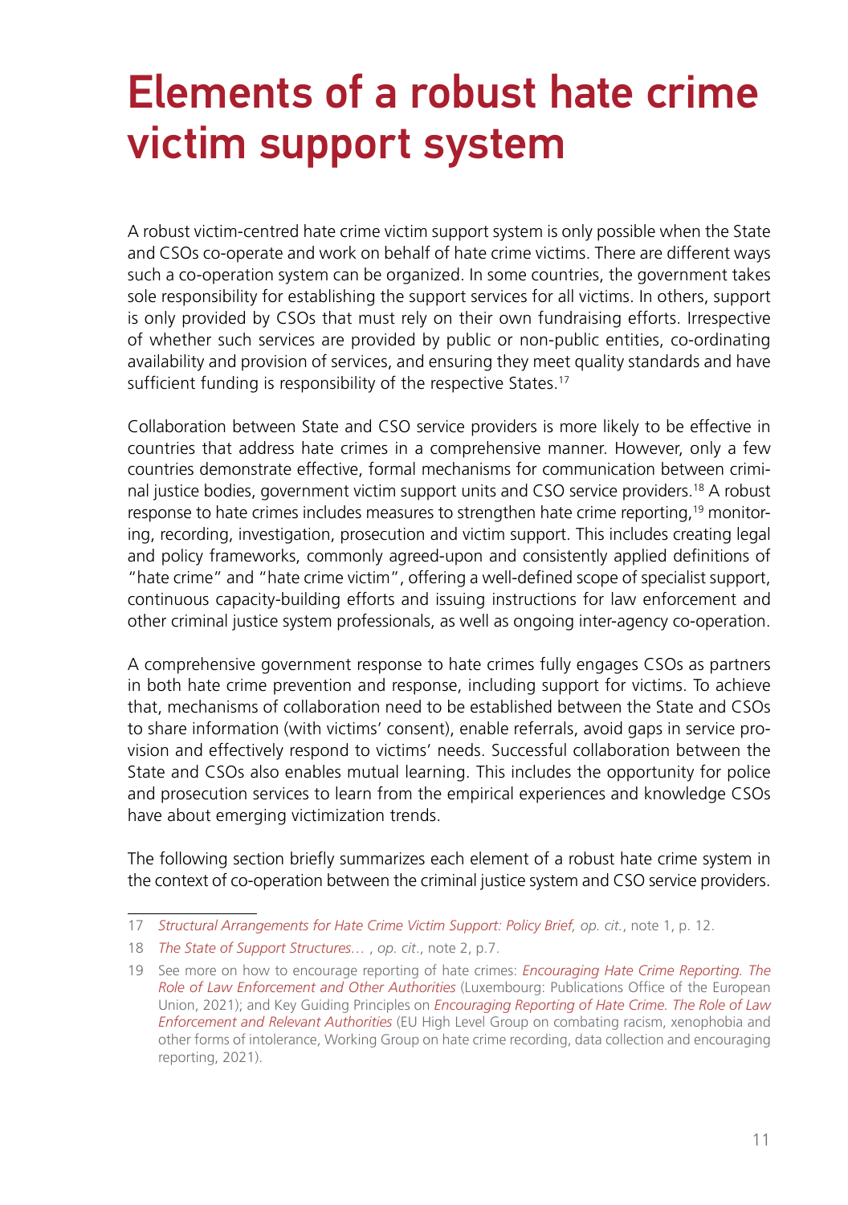# Elements of a robust hate crime victim support system

A robust victim-centred hate crime victim support system is only possible when the State and CSOs co-operate and work on behalf of hate crime victims. There are different ways such a co-operation system can be organized. In some countries, the government takes sole responsibility for establishing the support services for all victims. In others, support is only provided by CSOs that must rely on their own fundraising efforts. Irrespective of whether such services are provided by public or non-public entities, co-ordinating availability and provision of services, and ensuring they meet quality standards and have sufficient funding is responsibility of the respective States.[17]

Collaboration between State and CSO service providers is more likely to be effective in countries that address hate crimes in a comprehensive manner. However, only a few countries demonstrate effective, formal mechanisms for communication between criminal justice bodies, government victim support units and CSO service providers.[18] A robust response to hate crimes includes measures to strengthen hate crime reporting,[19] monitoring, recording, investigation, prosecution and victim support. This includes creating legal and policy frameworks, commonly agreed-upon and consistently applied definitions of "hate crime" and "hate crime victim", offering a well-defined scope of specialist support, continuous capacity-building efforts and issuing instructions for law enforcement and other criminal justice system professionals, as well as ongoing inter-agency co-operation.

A comprehensive government response to hate crimes fully engages CSOs as partners in both hate crime prevention and response, including support for victims. To achieve that, mechanisms of collaboration need to be established between the State and CSOs to share information (with victims' consent), enable referrals, avoid gaps in service provision and effectively respond to victims' needs. Successful collaboration between the State and CSOs also enables mutual learning. This includes the opportunity for police and prosecution services to learn from the empirical experiences and knowledge CSOs have about emerging victimization trends.

The following section briefly summarizes each element of a robust hate crime system in the context of co-operation between the criminal justice system and CSO service providers.

---

17 *Structural Arrangements for Hate Crime Victim Support: Policy Brief, op. cit.*, note 1, p. 12.

18 *The State of Support Structures…* , *op. cit.*, note 2, p.7.

19 See more on how to encourage reporting of hate crimes: *Encouraging Hate Crime Reporting. The Role of Law Enforcement and Other Authorities* (Luxembourg: Publications Office of the European Union, 2021); and Key Guiding Principles on *Encouraging Reporting of Hate Crime. The Role of Law Enforcement and Relevant Authorities* (EU High Level Group on combating racism, xenophobia and other forms of intolerance, Working Group on hate crime recording, data collection and encouraging reporting, 2021).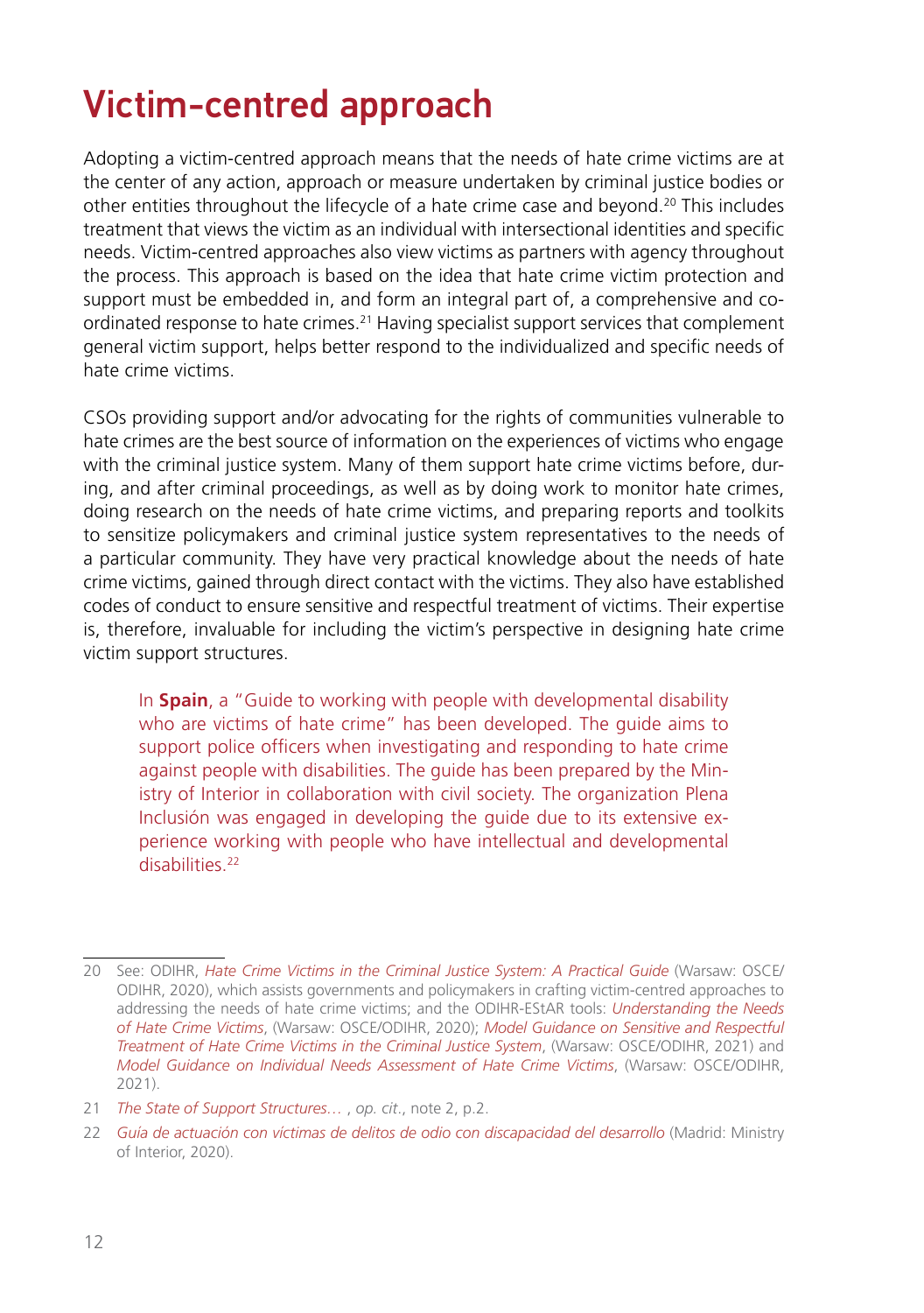# Victim-centred approach

Adopting a victim-centred approach means that the needs of hate crime victims are at the center of any action, approach or measure undertaken by criminal justice bodies or other entities throughout the lifecycle of a hate crime case and beyond.[20] This includes treatment that views the victim as an individual with intersectional identities and specific needs. Victim-centred approaches also view victims as partners with agency throughout the process. This approach is based on the idea that hate crime victim protection and support must be embedded in, and form an integral part of, a comprehensive and co-ordinated response to hate crimes.[21] Having specialist support services that complement general victim support, helps better respond to the individualized and specific needs of hate crime victims.

CSOs providing support and/or advocating for the rights of communities vulnerable to hate crimes are the best source of information on the experiences of victims who engage with the criminal justice system. Many of them support hate crime victims before, during, and after criminal proceedings, as well as by doing work to monitor hate crimes, doing research on the needs of hate crime victims, and preparing reports and toolkits to sensitize policymakers and criminal justice system representatives to the needs of a particular community. They have very practical knowledge about the needs of hate crime victims, gained through direct contact with the victims. They also have established codes of conduct to ensure sensitive and respectful treatment of victims. Their expertise is, therefore, invaluable for including the victim's perspective in designing hate crime victim support structures.

> In **Spain**, a "Guide to working with people with developmental disability who are victims of hate crime" has been developed. The guide aims to support police officers when investigating and responding to hate crime against people with disabilities. The guide has been prepared by the Ministry of Interior in collaboration with civil society. The organization Plena Inclusión was engaged in developing the guide due to its extensive experience working with people who have intellectual and developmental disabilities.[22]

---

20 See: ODIHR, *Hate Crime Victims in the Criminal Justice System: A Practical Guide* (Warsaw: OSCE/ODIHR, 2020), which assists governments and policymakers in crafting victim-centred approaches to addressing the needs of hate crime victims; and the ODIHR-EStAR tools: *Understanding the Needs of Hate Crime Victims*, (Warsaw: OSCE/ODIHR, 2020); *Model Guidance on Sensitive and Respectful Treatment of Hate Crime Victims in the Criminal Justice System*, (Warsaw: OSCE/ODIHR, 2021) and *Model Guidance on Individual Needs Assessment of Hate Crime Victims*, (Warsaw: OSCE/ODIHR, 2021).

21 *The State of Support Structures…* , *op. cit*., note 2, p.2.

22 *Guía de actuación con víctimas de delitos de odio con discapacidad del desarrollo* (Madrid: Ministry of Interior, 2020).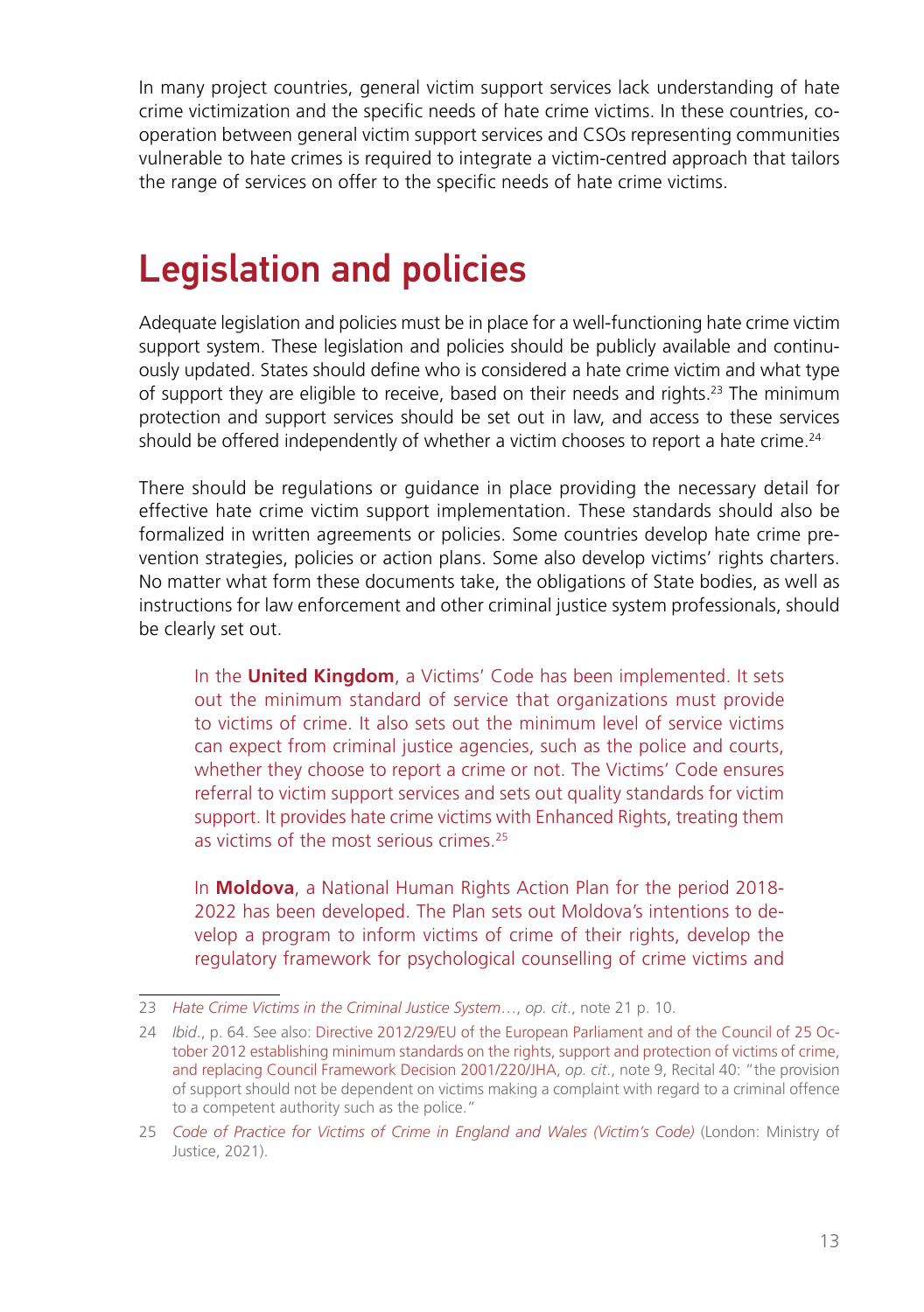In many project countries, general victim support services lack understanding of hate crime victimization and the specific needs of hate crime victims. In these countries, co-operation between general victim support services and CSOs representing communities vulnerable to hate crimes is required to integrate a victim-centred approach that tailors the range of services on offer to the specific needs of hate crime victims.

## Legislation and policies

Adequate legislation and policies must be in place for a well-functioning hate crime victim support system. These legislation and policies should be publicly available and continuously updated. States should define who is considered a hate crime victim and what type of support they are eligible to receive, based on their needs and rights.[23] The minimum protection and support services should be set out in law, and access to these services should be offered independently of whether a victim chooses to report a hate crime.[24]

There should be regulations or guidance in place providing the necessary detail for effective hate crime victim support implementation. These standards should also be formalized in written agreements or policies. Some countries develop hate crime prevention strategies, policies or action plans. Some also develop victims' rights charters. No matter what form these documents take, the obligations of State bodies, as well as instructions for law enforcement and other criminal justice system professionals, should be clearly set out.

> In the **United Kingdom**, a Victims' Code has been implemented. It sets out the minimum standard of service that organizations must provide to victims of crime. It also sets out the minimum level of service victims can expect from criminal justice agencies, such as the police and courts, whether they choose to report a crime or not. The Victims' Code ensures referral to victim support services and sets out quality standards for victim support. It provides hate crime victims with Enhanced Rights, treating them as victims of the most serious crimes.[25]

> In **Moldova**, a National Human Rights Action Plan for the period 2018-2022 has been developed. The Plan sets out Moldova's intentions to develop a program to inform victims of crime of their rights, develop the regulatory framework for psychological counselling of crime victims and

---

23 *Hate Crime Victims in the Criminal Justice System*…, *op. cit*., note 21 p. 10.

24 *Ibid*., p. 64. See also: Directive 2012/29/EU of the European Parliament and of the Council of 25 October 2012 establishing minimum standards on the rights, support and protection of victims of crime, and replacing Council Framework Decision 2001/220/JHA, *op. cit*., note 9, Recital 40: "the provision of support should not be dependent on victims making a complaint with regard to a criminal offence to a competent authority such as the police."

25 *Code of Practice for Victims of Crime in England and Wales (Victim's Code)* (London: Ministry of Justice, 2021).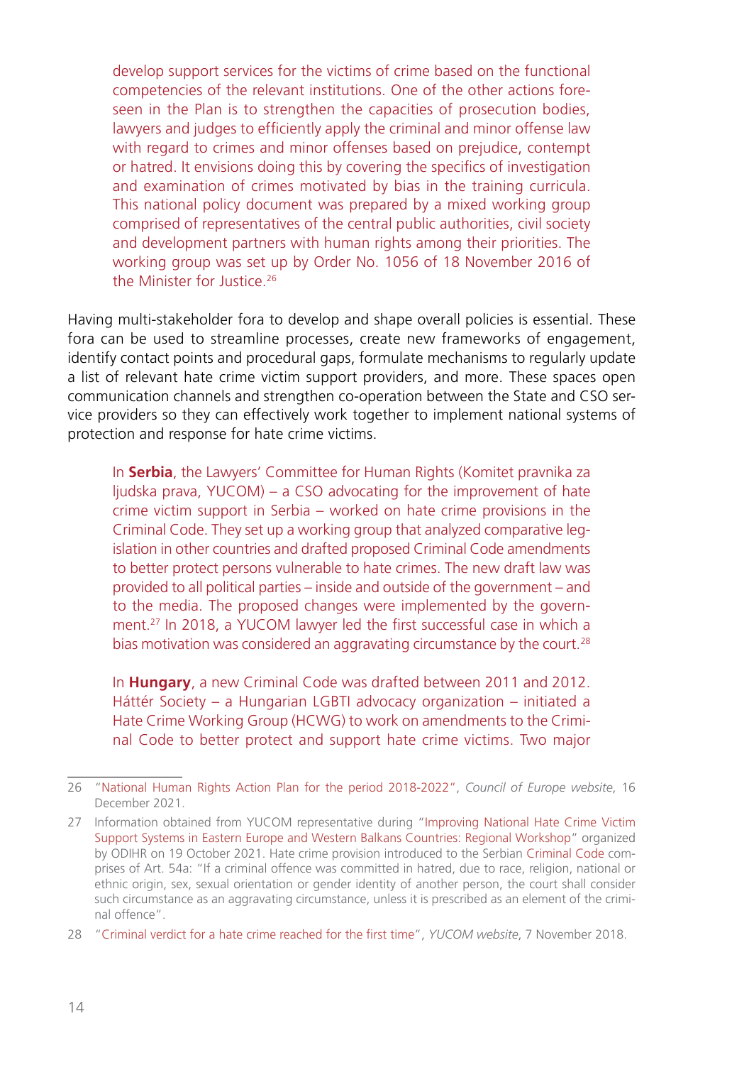develop support services for the victims of crime based on the functional competencies of the relevant institutions. One of the other actions foreseen in the Plan is to strengthen the capacities of prosecution bodies, lawyers and judges to efficiently apply the criminal and minor offense law with regard to crimes and minor offenses based on prejudice, contempt or hatred. It envisions doing this by covering the specifics of investigation and examination of crimes motivated by bias in the training curricula. This national policy document was prepared by a mixed working group comprised of representatives of the central public authorities, civil society and development partners with human rights among their priorities. The working group was set up by Order No. 1056 of 18 November 2016 of the Minister for Justice.[26]

Having multi-stakeholder fora to develop and shape overall policies is essential. These fora can be used to streamline processes, create new frameworks of engagement, identify contact points and procedural gaps, formulate mechanisms to regularly update a list of relevant hate crime victim support providers, and more. These spaces open communication channels and strengthen co-operation between the State and CSO service providers so they can effectively work together to implement national systems of protection and response for hate crime victims.

In **Serbia**, the Lawyers' Committee for Human Rights (Komitet pravnika za ljudska prava, YUCOM) – a CSO advocating for the improvement of hate crime victim support in Serbia – worked on hate crime provisions in the Criminal Code. They set up a working group that analyzed comparative legislation in other countries and drafted proposed Criminal Code amendments to better protect persons vulnerable to hate crimes. The new draft law was provided to all political parties – inside and outside of the government – and to the media. The proposed changes were implemented by the government.[27] In 2018, a YUCOM lawyer led the first successful case in which a bias motivation was considered an aggravating circumstance by the court.[28]

In **Hungary**, a new Criminal Code was drafted between 2011 and 2012. Háttér Society – a Hungarian LGBTI advocacy organization – initiated a Hate Crime Working Group (HCWG) to work on amendments to the Criminal Code to better protect and support hate crime victims. Two major

---

26 "National Human Rights Action Plan for the period 2018-2022", *Council of Europe website*, 16 December 2021.

27 Information obtained from YUCOM representative during "Improving National Hate Crime Victim Support Systems in Eastern Europe and Western Balkans Countries: Regional Workshop" organized by ODIHR on 19 October 2021. Hate crime provision introduced to the Serbian Criminal Code comprises of Art. 54a: "If a criminal offence was committed in hatred, due to race, religion, national or ethnic origin, sex, sexual orientation or gender identity of another person, the court shall consider such circumstance as an aggravating circumstance, unless it is prescribed as an element of the criminal offence".

28 "Criminal verdict for a hate crime reached for the first time", *YUCOM website*, 7 November 2018.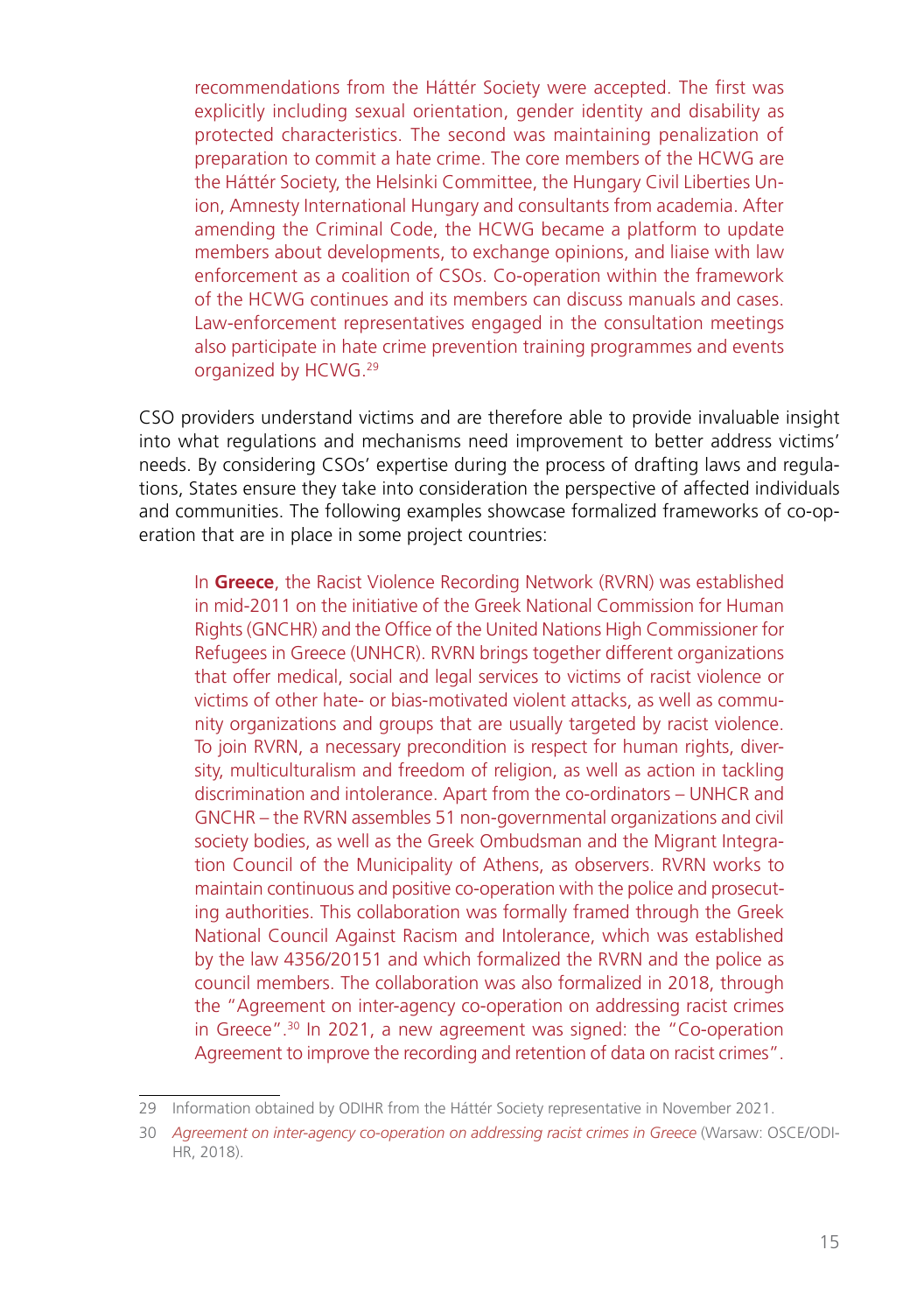recommendations from the Háttér Society were accepted. The first was explicitly including sexual orientation, gender identity and disability as protected characteristics. The second was maintaining penalization of preparation to commit a hate crime. The core members of the HCWG are the Háttér Society, the Helsinki Committee, the Hungary Civil Liberties Union, Amnesty International Hungary and consultants from academia. After amending the Criminal Code, the HCWG became a platform to update members about developments, to exchange opinions, and liaise with law enforcement as a coalition of CSOs. Co-operation within the framework of the HCWG continues and its members can discuss manuals and cases. Law-enforcement representatives engaged in the consultation meetings also participate in hate crime prevention training programmes and events organized by HCWG.[29]

CSO providers understand victims and are therefore able to provide invaluable insight into what regulations and mechanisms need improvement to better address victims' needs. By considering CSOs' expertise during the process of drafting laws and regulations, States ensure they take into consideration the perspective of affected individuals and communities. The following examples showcase formalized frameworks of co-operation that are in place in some project countries:

In **Greece**, the Racist Violence Recording Network (RVRN) was established in mid-2011 on the initiative of the Greek National Commission for Human Rights (GNCHR) and the Office of the United Nations High Commissioner for Refugees in Greece (UNHCR). RVRN brings together different organizations that offer medical, social and legal services to victims of racist violence or victims of other hate- or bias-motivated violent attacks, as well as community organizations and groups that are usually targeted by racist violence. To join RVRN, a necessary precondition is respect for human rights, diversity, multiculturalism and freedom of religion, as well as action in tackling discrimination and intolerance. Apart from the co-ordinators – UNHCR and GNCHR – the RVRN assembles 51 non-governmental organizations and civil society bodies, as well as the Greek Ombudsman and the Migrant Integration Council of the Municipality of Athens, as observers. RVRN works to maintain continuous and positive co-operation with the police and prosecuting authorities. This collaboration was formally framed through the Greek National Council Against Racism and Intolerance, which was established by the law 4356/20151 and which formalized the RVRN and the police as council members. The collaboration was also formalized in 2018, through the "Agreement on inter-agency co-operation on addressing racist crimes in Greece".[30] In 2021, a new agreement was signed: the "Co-operation Agreement to improve the recording and retention of data on racist crimes".

29 Information obtained by ODIHR from the Háttér Society representative in November 2021.

30 *Agreement on inter-agency co-operation on addressing racist crimes in Greece* (Warsaw: OSCE/ODIHR, 2018).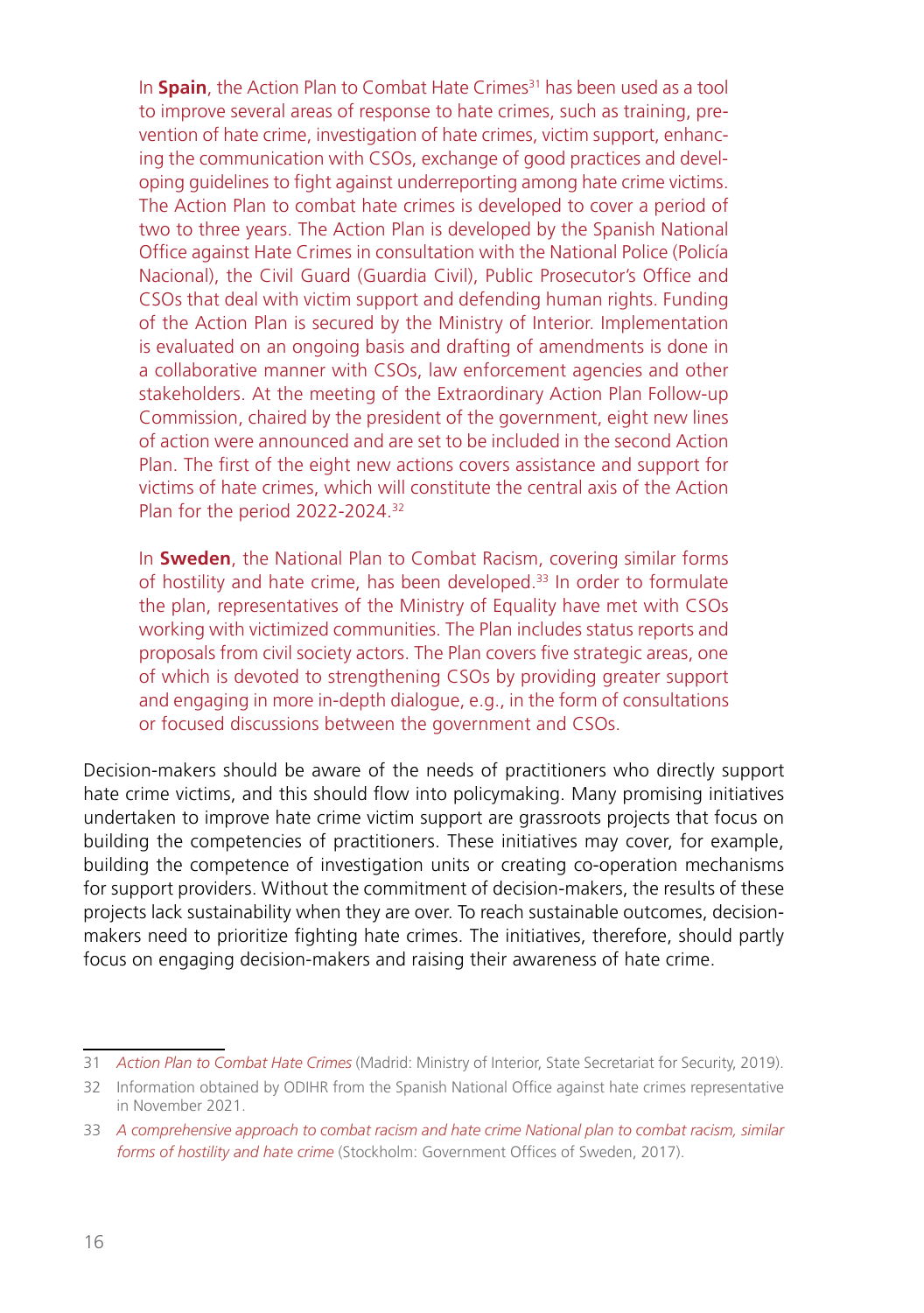In **Spain**, the Action Plan to Combat Hate Crimes[31] has been used as a tool to improve several areas of response to hate crimes, such as training, prevention of hate crime, investigation of hate crimes, victim support, enhancing the communication with CSOs, exchange of good practices and developing guidelines to fight against underreporting among hate crime victims. The Action Plan to combat hate crimes is developed to cover a period of two to three years. The Action Plan is developed by the Spanish National Office against Hate Crimes in consultation with the National Police (Policía Nacional), the Civil Guard (Guardia Civil), Public Prosecutor's Office and CSOs that deal with victim support and defending human rights. Funding of the Action Plan is secured by the Ministry of Interior. Implementation is evaluated on an ongoing basis and drafting of amendments is done in a collaborative manner with CSOs, law enforcement agencies and other stakeholders. At the meeting of the Extraordinary Action Plan Follow-up Commission, chaired by the president of the government, eight new lines of action were announced and are set to be included in the second Action Plan. The first of the eight new actions covers assistance and support for victims of hate crimes, which will constitute the central axis of the Action Plan for the period 2022-2024.[32]

In **Sweden**, the National Plan to Combat Racism, covering similar forms of hostility and hate crime, has been developed.[33] In order to formulate the plan, representatives of the Ministry of Equality have met with CSOs working with victimized communities. The Plan includes status reports and proposals from civil society actors. The Plan covers five strategic areas, one of which is devoted to strengthening CSOs by providing greater support and engaging in more in-depth dialogue, e.g., in the form of consultations or focused discussions between the government and CSOs.

Decision-makers should be aware of the needs of practitioners who directly support hate crime victims, and this should flow into policymaking. Many promising initiatives undertaken to improve hate crime victim support are grassroots projects that focus on building the competencies of practitioners. These initiatives may cover, for example, building the competence of investigation units or creating co-operation mechanisms for support providers. Without the commitment of decision-makers, the results of these projects lack sustainability when they are over. To reach sustainable outcomes, decision-makers need to prioritize fighting hate crimes. The initiatives, therefore, should partly focus on engaging decision-makers and raising their awareness of hate crime.

---

31 *Action Plan to Combat Hate Crimes* (Madrid: Ministry of Interior, State Secretariat for Security, 2019).

32 Information obtained by ODIHR from the Spanish National Office against hate crimes representative in November 2021.

33 *A comprehensive approach to combat racism and hate crime National plan to combat racism, similar forms of hostility and hate crime* (Stockholm: Government Offices of Sweden, 2017).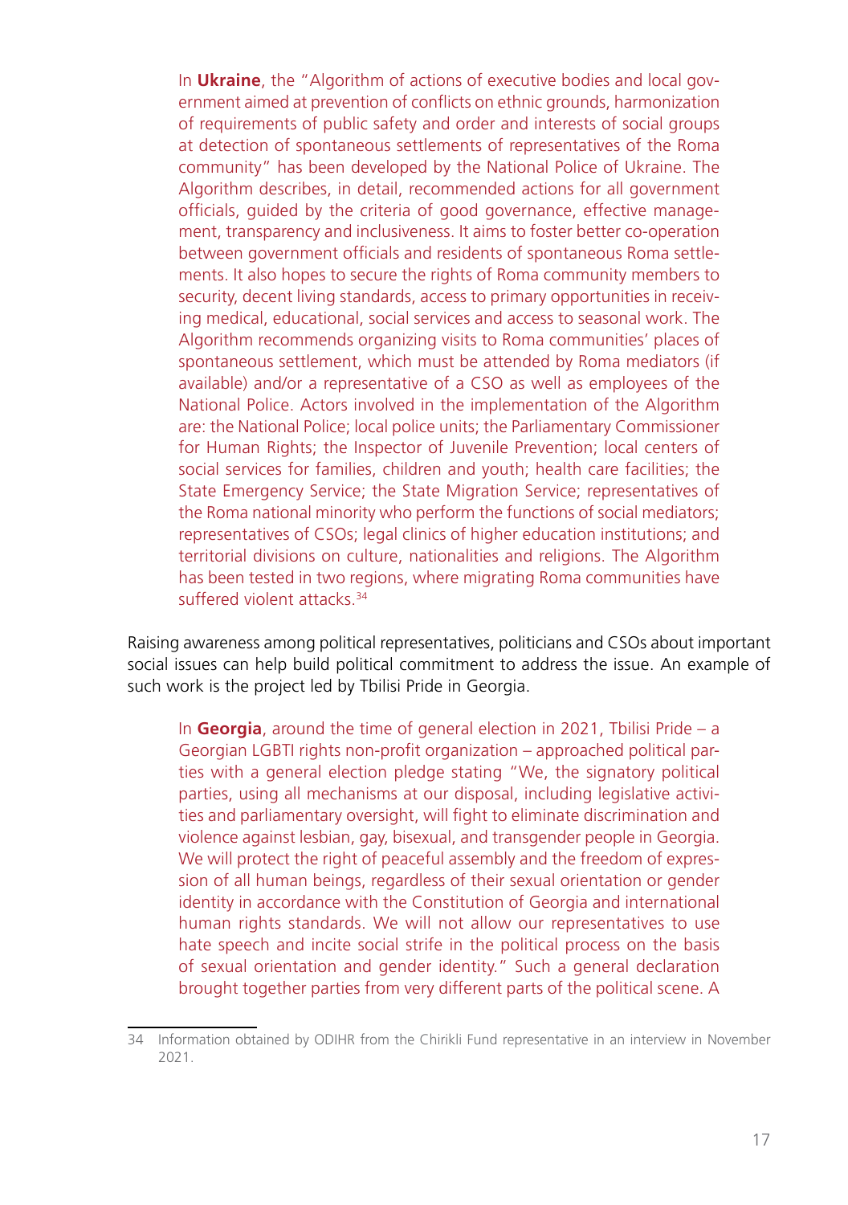In **Ukraine**, the "Algorithm of actions of executive bodies and local government aimed at prevention of conflicts on ethnic grounds, harmonization of requirements of public safety and order and interests of social groups at detection of spontaneous settlements of representatives of the Roma community" has been developed by the National Police of Ukraine. The Algorithm describes, in detail, recommended actions for all government officials, guided by the criteria of good governance, effective management, transparency and inclusiveness. It aims to foster better co-operation between government officials and residents of spontaneous Roma settlements. It also hopes to secure the rights of Roma community members to security, decent living standards, access to primary opportunities in receiving medical, educational, social services and access to seasonal work. The Algorithm recommends organizing visits to Roma communities' places of spontaneous settlement, which must be attended by Roma mediators (if available) and/or a representative of a CSO as well as employees of the National Police. Actors involved in the implementation of the Algorithm are: the National Police; local police units; the Parliamentary Commissioner for Human Rights; the Inspector of Juvenile Prevention; local centers of social services for families, children and youth; health care facilities; the State Emergency Service; the State Migration Service; representatives of the Roma national minority who perform the functions of social mediators; representatives of CSOs; legal clinics of higher education institutions; and territorial divisions on culture, nationalities and religions. The Algorithm has been tested in two regions, where migrating Roma communities have suffered violent attacks.[34]

Raising awareness among political representatives, politicians and CSOs about important social issues can help build political commitment to address the issue. An example of such work is the project led by Tbilisi Pride in Georgia.

In **Georgia**, around the time of general election in 2021, Tbilisi Pride – a Georgian LGBTI rights non-profit organization – approached political parties with a general election pledge stating "We, the signatory political parties, using all mechanisms at our disposal, including legislative activities and parliamentary oversight, will fight to eliminate discrimination and violence against lesbian, gay, bisexual, and transgender people in Georgia. We will protect the right of peaceful assembly and the freedom of expression of all human beings, regardless of their sexual orientation or gender identity in accordance with the Constitution of Georgia and international human rights standards. We will not allow our representatives to use hate speech and incite social strife in the political process on the basis of sexual orientation and gender identity." Such a general declaration brought together parties from very different parts of the political scene. A

34 Information obtained by ODIHR from the Chirikli Fund representative in an interview in November 2021.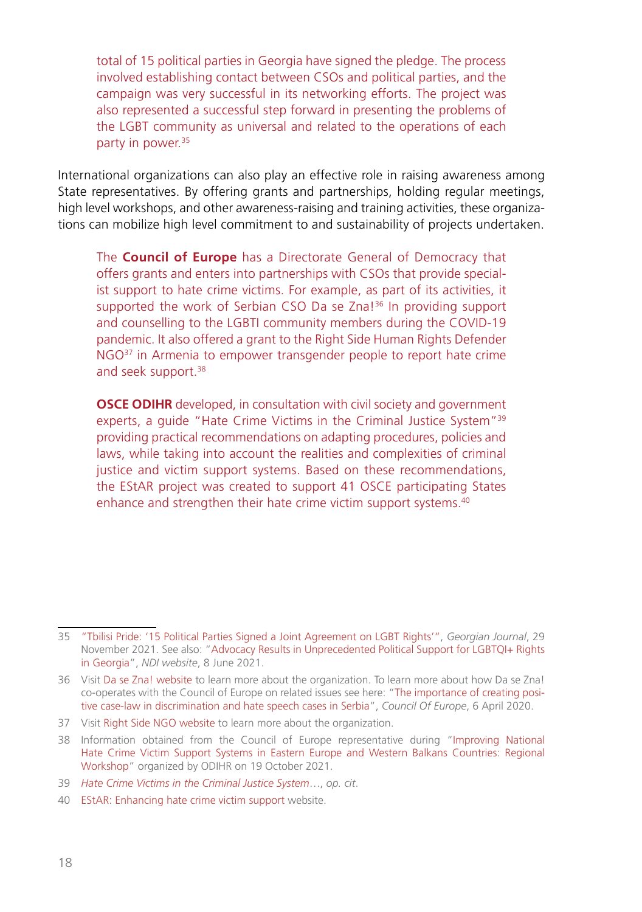total of 15 political parties in Georgia have signed the pledge. The process involved establishing contact between CSOs and political parties, and the campaign was very successful in its networking efforts. The project was also represented a successful step forward in presenting the problems of the LGBT community as universal and related to the operations of each party in power.[35]

International organizations can also play an effective role in raising awareness among State representatives. By offering grants and partnerships, holding regular meetings, high level workshops, and other awareness-raising and training activities, these organizations can mobilize high level commitment to and sustainability of projects undertaken.

The **Council of Europe** has a Directorate General of Democracy that offers grants and enters into partnerships with CSOs that provide specialist support to hate crime victims. For example, as part of its activities, it supported the work of Serbian CSO Da se Zna![36] In providing support and counselling to the LGBTI community members during the COVID-19 pandemic. It also offered a grant to the Right Side Human Rights Defender NGO[37] in Armenia to empower transgender people to report hate crime and seek support.[38]

**OSCE ODIHR** developed, in consultation with civil society and government experts, a guide "Hate Crime Victims in the Criminal Justice System"[39] providing practical recommendations on adapting procedures, policies and laws, while taking into account the realities and complexities of criminal justice and victim support systems. Based on these recommendations, the EStAR project was created to support 41 OSCE participating States enhance and strengthen their hate crime victim support systems.[40]

---

35 "Tbilisi Pride: '15 Political Parties Signed a Joint Agreement on LGBT Rights'", *Georgian Journal*, 29 November 2021. See also: "Advocacy Results in Unprecedented Political Support for LGBTQI+ Rights in Georgia", *NDI website*, 8 June 2021.

36 Visit Da se Zna! website to learn more about the organization. To learn more about how Da se Zna! co-operates with the Council of Europe on related issues see here: "The importance of creating positive case-law in discrimination and hate speech cases in Serbia", *Council Of Europe*, 6 April 2020.

37 Visit Right Side NGO website to learn more about the organization.

38 Information obtained from the Council of Europe representative during "Improving National Hate Crime Victim Support Systems in Eastern Europe and Western Balkans Countries: Regional Workshop" organized by ODIHR on 19 October 2021.

39 *Hate Crime Victims in the Criminal Justice System*…, *op. cit*.

40 EStAR: Enhancing hate crime victim support website.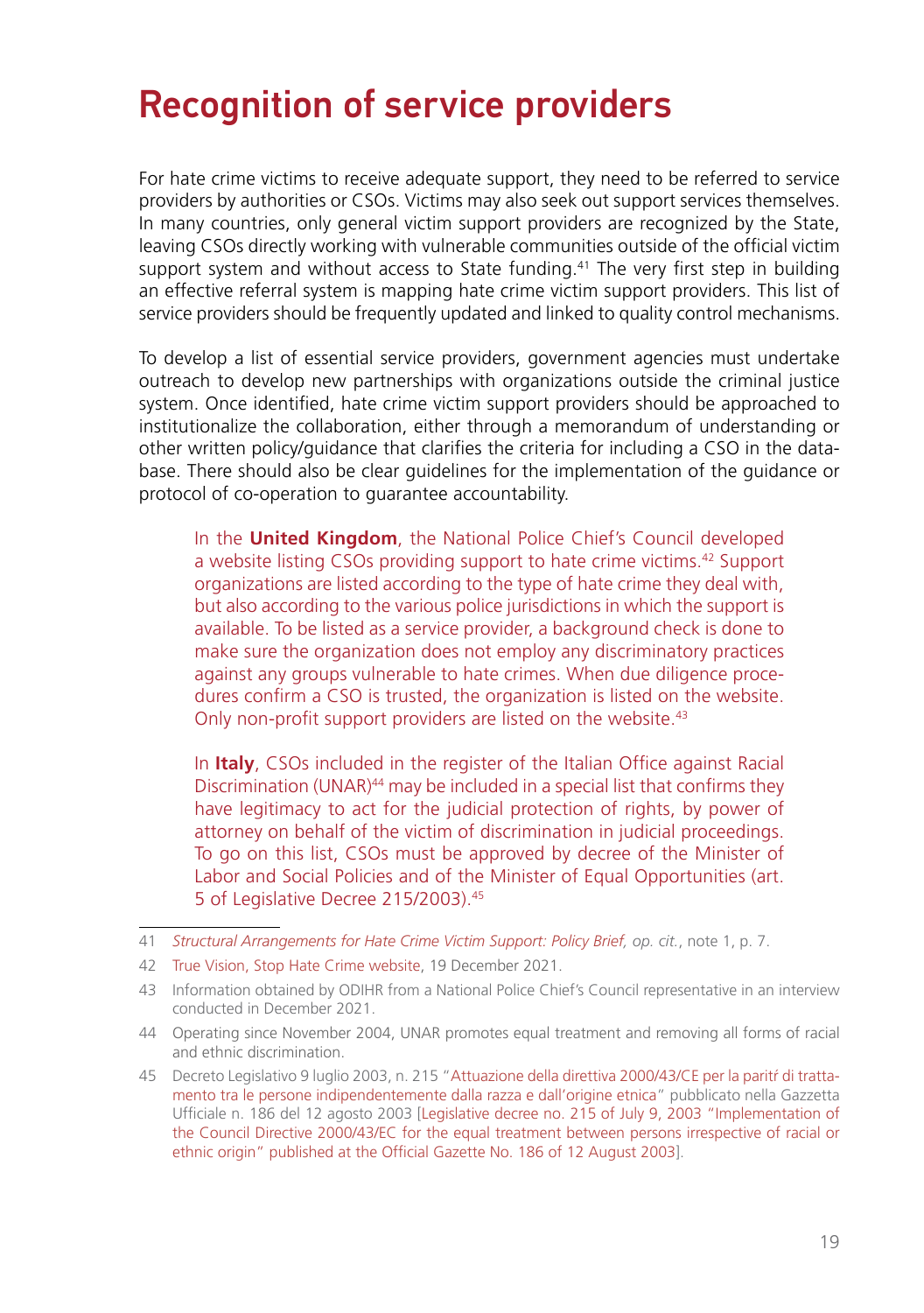# Recognition of service providers

For hate crime victims to receive adequate support, they need to be referred to service providers by authorities or CSOs. Victims may also seek out support services themselves. In many countries, only general victim support providers are recognized by the State, leaving CSOs directly working with vulnerable communities outside of the official victim support system and without access to State funding.[41] The very first step in building an effective referral system is mapping hate crime victim support providers. This list of service providers should be frequently updated and linked to quality control mechanisms.

To develop a list of essential service providers, government agencies must undertake outreach to develop new partnerships with organizations outside the criminal justice system. Once identified, hate crime victim support providers should be approached to institutionalize the collaboration, either through a memorandum of understanding or other written policy/guidance that clarifies the criteria for including a CSO in the database. There should also be clear guidelines for the implementation of the guidance or protocol of co-operation to guarantee accountability.

> In the **United Kingdom**, the National Police Chief's Council developed a website listing CSOs providing support to hate crime victims.[42] Support organizations are listed according to the type of hate crime they deal with, but also according to the various police jurisdictions in which the support is available. To be listed as a service provider, a background check is done to make sure the organization does not employ any discriminatory practices against any groups vulnerable to hate crimes. When due diligence procedures confirm a CSO is trusted, the organization is listed on the website. Only non-profit support providers are listed on the website.[43]

> In **Italy**, CSOs included in the register of the Italian Office against Racial Discrimination (UNAR)[44] may be included in a special list that confirms they have legitimacy to act for the judicial protection of rights, by power of attorney on behalf of the victim of discrimination in judicial proceedings. To go on this list, CSOs must be approved by decree of the Minister of Labor and Social Policies and of the Minister of Equal Opportunities (art. 5 of Legislative Decree 215/2003).[45]

---

41 *Structural Arrangements for Hate Crime Victim Support: Policy Brief, op. cit.*, note 1, p. 7.

42 True Vision, Stop Hate Crime website, 19 December 2021.

43 Information obtained by ODIHR from a National Police Chief's Council representative in an interview conducted in December 2021.

44 Operating since November 2004, UNAR promotes equal treatment and removing all forms of racial and ethnic discrimination.

45 Decreto Legislativo 9 luglio 2003, n. 215 "Attuazione della direttiva 2000/43/CE per la parità di trattamento tra le persone indipendentemente dalla razza e dall'origine etnica" pubblicato nella Gazzetta Ufficiale n. 186 del 12 agosto 2003 [Legislative decree no. 215 of July 9, 2003 "Implementation of the Council Directive 2000/43/EC for the equal treatment between persons irrespective of racial or ethnic origin" published at the Official Gazette No. 186 of 12 August 2003].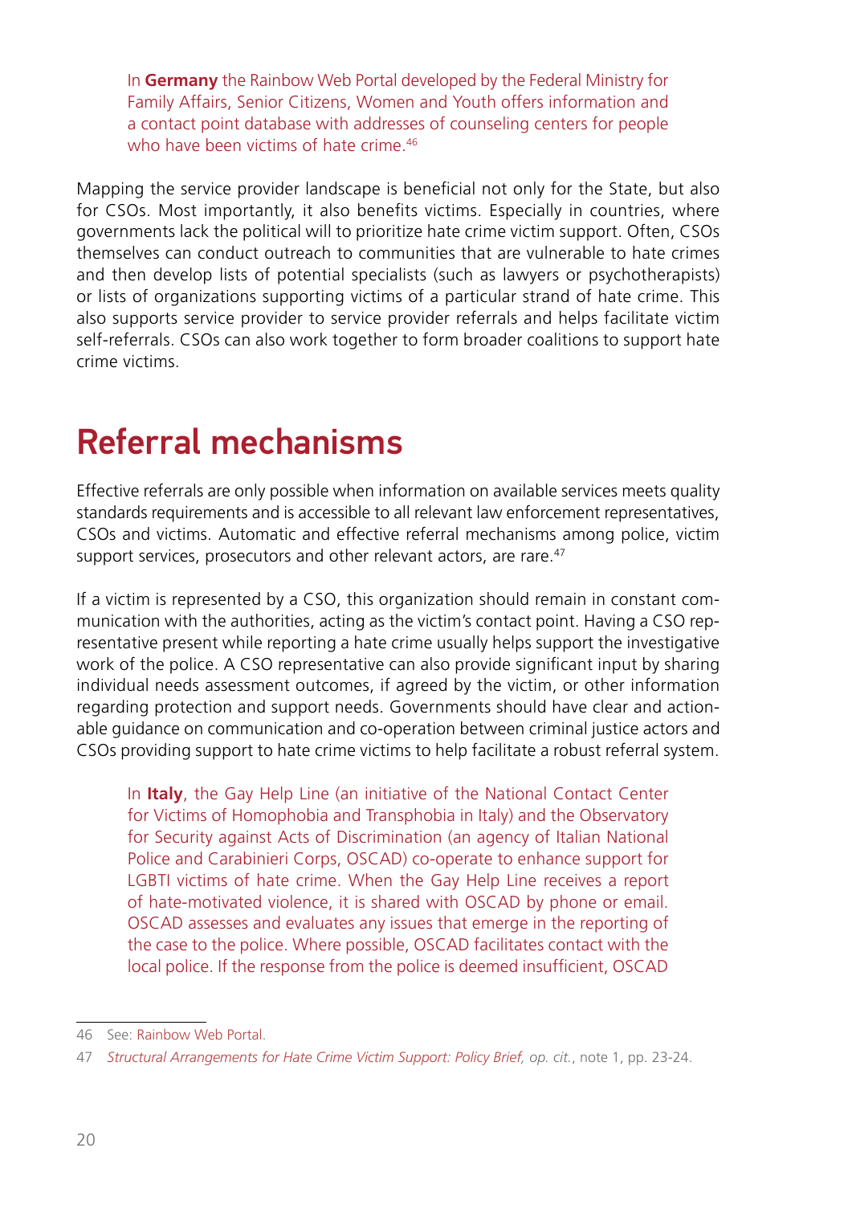In **Germany** the Rainbow Web Portal developed by the Federal Ministry for Family Affairs, Senior Citizens, Women and Youth offers information and a contact point database with addresses of counseling centers for people who have been victims of hate crime.[46]

Mapping the service provider landscape is beneficial not only for the State, but also for CSOs. Most importantly, it also benefits victims. Especially in countries, where governments lack the political will to prioritize hate crime victim support. Often, CSOs themselves can conduct outreach to communities that are vulnerable to hate crimes and then develop lists of potential specialists (such as lawyers or psychotherapists) or lists of organizations supporting victims of a particular strand of hate crime. This also supports service provider to service provider referrals and helps facilitate victim self-referrals. CSOs can also work together to form broader coalitions to support hate crime victims.

# Referral mechanisms

Effective referrals are only possible when information on available services meets quality standards requirements and is accessible to all relevant law enforcement representatives, CSOs and victims. Automatic and effective referral mechanisms among police, victim support services, prosecutors and other relevant actors, are rare.[47]

If a victim is represented by a CSO, this organization should remain in constant communication with the authorities, acting as the victim's contact point. Having a CSO representative present while reporting a hate crime usually helps support the investigative work of the police. A CSO representative can also provide significant input by sharing individual needs assessment outcomes, if agreed by the victim, or other information regarding protection and support needs. Governments should have clear and actionable guidance on communication and co-operation between criminal justice actors and CSOs providing support to hate crime victims to help facilitate a robust referral system.

In **Italy**, the Gay Help Line (an initiative of the National Contact Center for Victims of Homophobia and Transphobia in Italy) and the Observatory for Security against Acts of Discrimination (an agency of Italian National Police and Carabinieri Corps, OSCAD) co-operate to enhance support for LGBTI victims of hate crime. When the Gay Help Line receives a report of hate-motivated violence, it is shared with OSCAD by phone or email. OSCAD assesses and evaluates any issues that emerge in the reporting of the case to the police. Where possible, OSCAD facilitates contact with the local police. If the response from the police is deemed insufficient, OSCAD

46 See: Rainbow Web Portal.

47 *Structural Arrangements for Hate Crime Victim Support: Policy Brief, op. cit.*, note 1, pp. 23-24.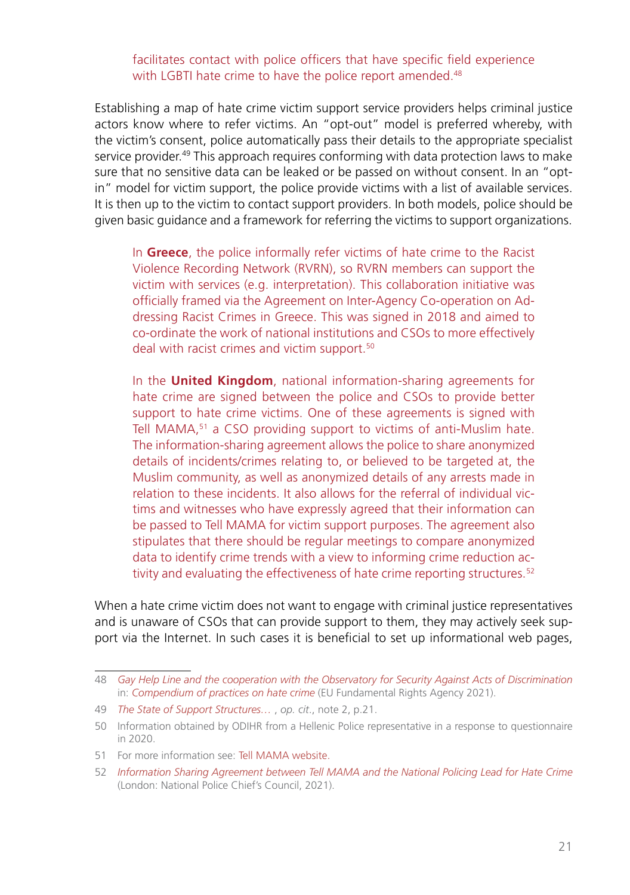facilitates contact with police officers that have specific field experience with LGBTI hate crime to have the police report amended.[48]

Establishing a map of hate crime victim support service providers helps criminal justice actors know where to refer victims. An "opt-out" model is preferred whereby, with the victim's consent, police automatically pass their details to the appropriate specialist service provider.[49] This approach requires conforming with data protection laws to make sure that no sensitive data can be leaked or be passed on without consent. In an "opt-in" model for victim support, the police provide victims with a list of available services. It is then up to the victim to contact support providers. In both models, police should be given basic guidance and a framework for referring the victims to support organizations.

In **Greece**, the police informally refer victims of hate crime to the Racist Violence Recording Network (RVRN), so RVRN members can support the victim with services (e.g. interpretation). This collaboration initiative was officially framed via the Agreement on Inter-Agency Co-operation on Addressing Racist Crimes in Greece. This was signed in 2018 and aimed to co-ordinate the work of national institutions and CSOs to more effectively deal with racist crimes and victim support.[50]

In the **United Kingdom**, national information-sharing agreements for hate crime are signed between the police and CSOs to provide better support to hate crime victims. One of these agreements is signed with Tell MAMA,[51] a CSO providing support to victims of anti-Muslim hate. The information-sharing agreement allows the police to share anonymized details of incidents/crimes relating to, or believed to be targeted at, the Muslim community, as well as anonymized details of any arrests made in relation to these incidents. It also allows for the referral of individual victims and witnesses who have expressly agreed that their information can be passed to Tell MAMA for victim support purposes. The agreement also stipulates that there should be regular meetings to compare anonymized data to identify crime trends with a view to informing crime reduction activity and evaluating the effectiveness of hate crime reporting structures.[52]

When a hate crime victim does not want to engage with criminal justice representatives and is unaware of CSOs that can provide support to them, they may actively seek support via the Internet. In such cases it is beneficial to set up informational web pages,

---

48 *Gay Help Line and the cooperation with the Observatory for Security Against Acts of Discrimination* in: *Compendium of practices on hate crime* (EU Fundamental Rights Agency 2021).

49 *The State of Support Structures…* , *op. cit*., note 2, p.21.

50 Information obtained by ODIHR from a Hellenic Police representative in a response to questionnaire in 2020.

51 For more information see: Tell MAMA website.

52 *Information Sharing Agreement between Tell MAMA and the National Policing Lead for Hate Crime* (London: National Police Chief's Council, 2021).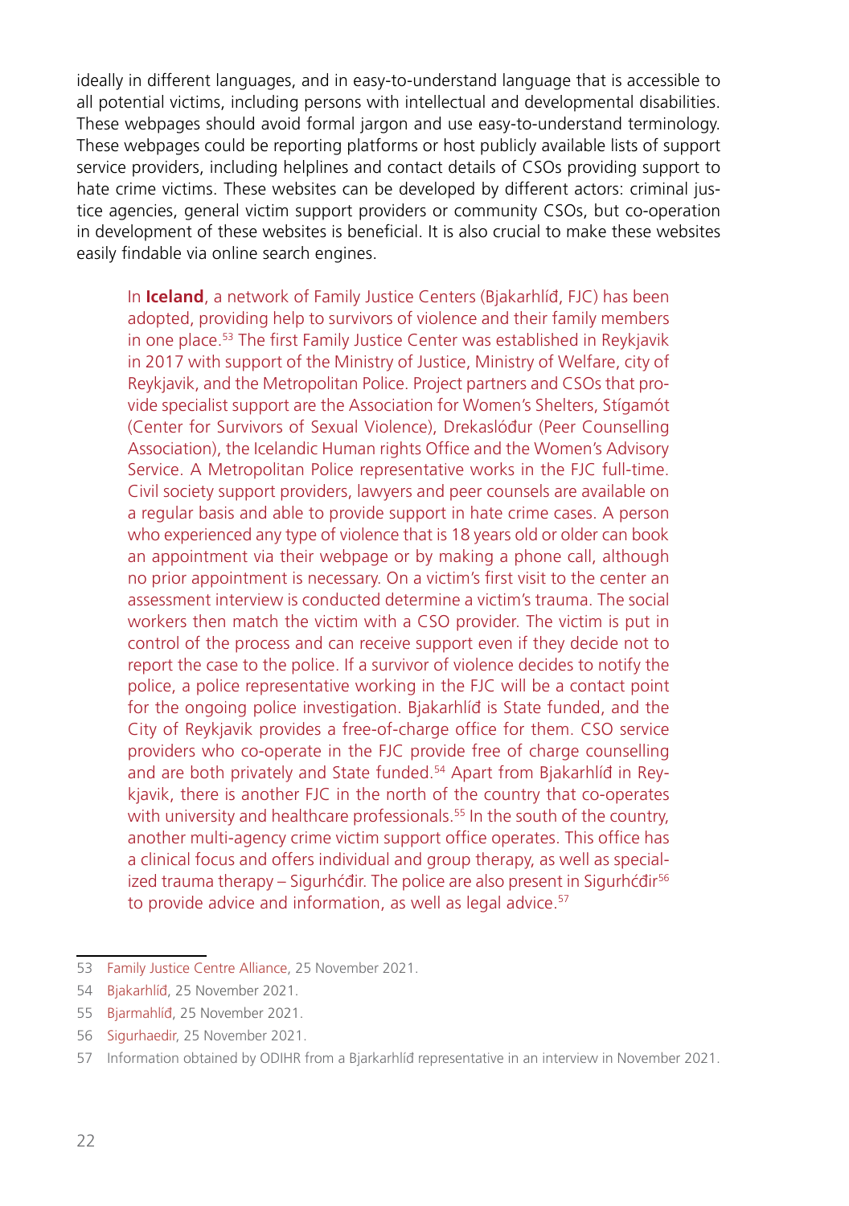ideally in different languages, and in easy-to-understand language that is accessible to all potential victims, including persons with intellectual and developmental disabilities. These webpages should avoid formal jargon and use easy-to-understand terminology. These webpages could be reporting platforms or host publicly available lists of support service providers, including helplines and contact details of CSOs providing support to hate crime victims. These websites can be developed by different actors: criminal justice agencies, general victim support providers or community CSOs, but co-operation in development of these websites is beneficial. It is also crucial to make these websites easily findable via online search engines.

> In **Iceland**, a network of Family Justice Centers (Bjakarhlíđ, FJC) has been adopted, providing help to survivors of violence and their family members in one place.[53] The first Family Justice Center was established in Reykjavik in 2017 with support of the Ministry of Justice, Ministry of Welfare, city of Reykjavik, and the Metropolitan Police. Project partners and CSOs that provide specialist support are the Association for Women's Shelters, Stígamót (Center for Survivors of Sexual Violence), Drekaslóður (Peer Counselling Association), the Icelandic Human rights Office and the Women's Advisory Service. A Metropolitan Police representative works in the FJC full-time. Civil society support providers, lawyers and peer counsels are available on a regular basis and able to provide support in hate crime cases. A person who experienced any type of violence that is 18 years old or older can book an appointment via their webpage or by making a phone call, although no prior appointment is necessary. On a victim's first visit to the center an assessment interview is conducted determine a victim's trauma. The social workers then match the victim with a CSO provider. The victim is put in control of the process and can receive support even if they decide not to report the case to the police. If a survivor of violence decides to notify the police, a police representative working in the FJC will be a contact point for the ongoing police investigation. Bjakarhlíđ is State funded, and the City of Reykjavik provides a free-of-charge office for them. CSO service providers who co-operate in the FJC provide free of charge counselling and are both privately and State funded.[54] Apart from Bjakarhlíđ in Reykjavik, there is another FJC in the north of the country that co-operates with university and healthcare professionals.[55] In the south of the country, another multi-agency crime victim support office operates. This office has a clinical focus and offers individual and group therapy, as well as specialized trauma therapy – Sigurhćđir. The police are also present in Sigurhćđir[56] to provide advice and information, as well as legal advice.[57]

---

53 Family Justice Centre Alliance, 25 November 2021.

54 Bjakarhlíđ, 25 November 2021.

55 Bjarmahlíđ, 25 November 2021.

56 Sigurhaedir, 25 November 2021.

57 Information obtained by ODIHR from a Bjarkarhlíđ representative in an interview in November 2021.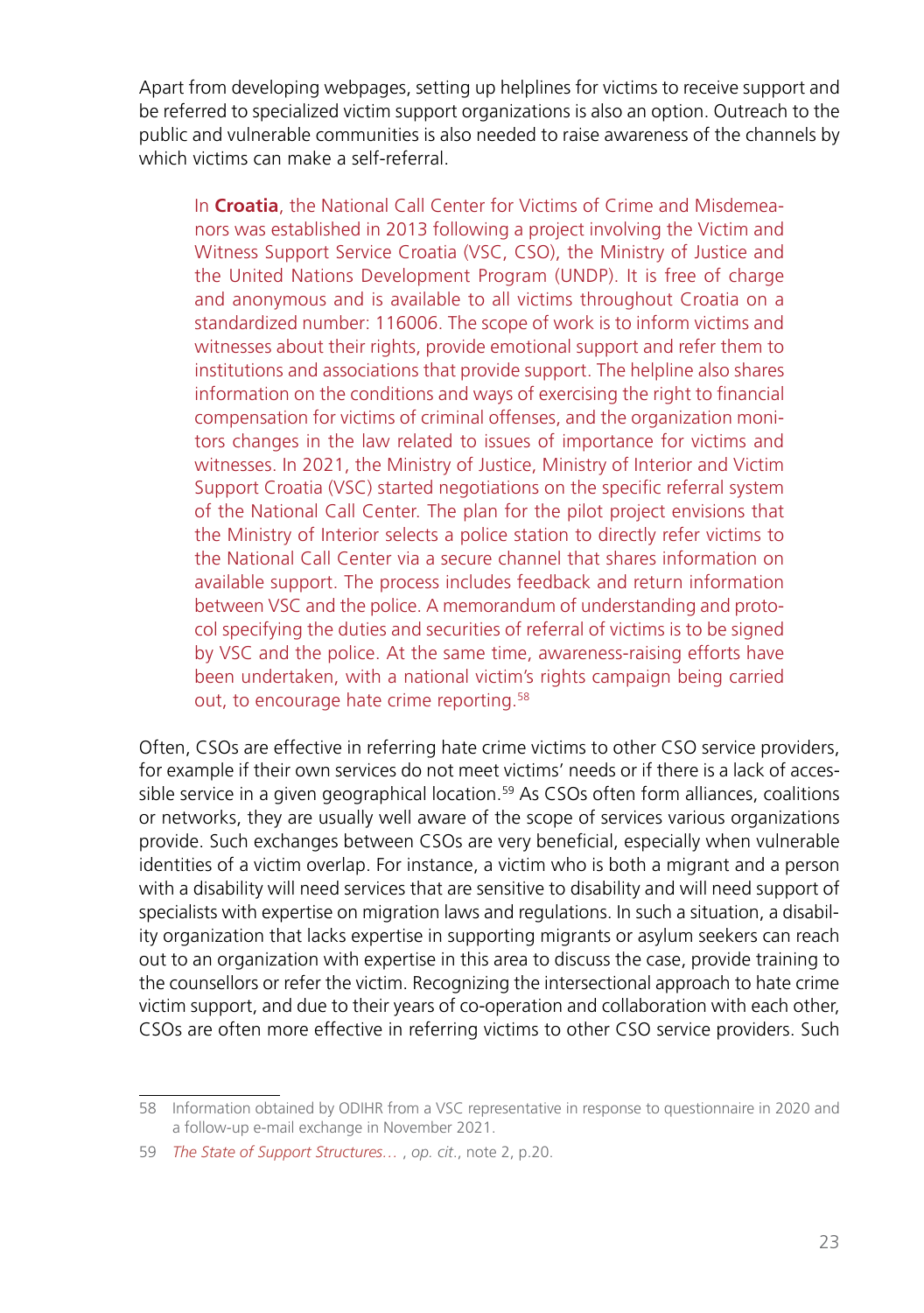Apart from developing webpages, setting up helplines for victims to receive support and be referred to specialized victim support organizations is also an option. Outreach to the public and vulnerable communities is also needed to raise awareness of the channels by which victims can make a self-referral.

> In **Croatia**, the National Call Center for Victims of Crime and Misdemeanors was established in 2013 following a project involving the Victim and Witness Support Service Croatia (VSC, CSO), the Ministry of Justice and the United Nations Development Program (UNDP). It is free of charge and anonymous and is available to all victims throughout Croatia on a standardized number: 116006. The scope of work is to inform victims and witnesses about their rights, provide emotional support and refer them to institutions and associations that provide support. The helpline also shares information on the conditions and ways of exercising the right to financial compensation for victims of criminal offenses, and the organization monitors changes in the law related to issues of importance for victims and witnesses. In 2021, the Ministry of Justice, Ministry of Interior and Victim Support Croatia (VSC) started negotiations on the specific referral system of the National Call Center. The plan for the pilot project envisions that the Ministry of Interior selects a police station to directly refer victims to the National Call Center via a secure channel that shares information on available support. The process includes feedback and return information between VSC and the police. A memorandum of understanding and protocol specifying the duties and securities of referral of victims is to be signed by VSC and the police. At the same time, awareness-raising efforts have been undertaken, with a national victim's rights campaign being carried out, to encourage hate crime reporting.[58]

Often, CSOs are effective in referring hate crime victims to other CSO service providers, for example if their own services do not meet victims' needs or if there is a lack of accessible service in a given geographical location.[59] As CSOs often form alliances, coalitions or networks, they are usually well aware of the scope of services various organizations provide. Such exchanges between CSOs are very beneficial, especially when vulnerable identities of a victim overlap. For instance, a victim who is both a migrant and a person with a disability will need services that are sensitive to disability and will need support of specialists with expertise on migration laws and regulations. In such a situation, a disability organization that lacks expertise in supporting migrants or asylum seekers can reach out to an organization with expertise in this area to discuss the case, provide training to the counsellors or refer the victim. Recognizing the intersectional approach to hate crime victim support, and due to their years of co-operation and collaboration with each other, CSOs are often more effective in referring victims to other CSO service providers. Such

---

58 Information obtained by ODIHR from a VSC representative in response to questionnaire in 2020 and a follow-up e-mail exchange in November 2021.

59 *The State of Support Structures…* , *op. cit.*, note 2, p.20.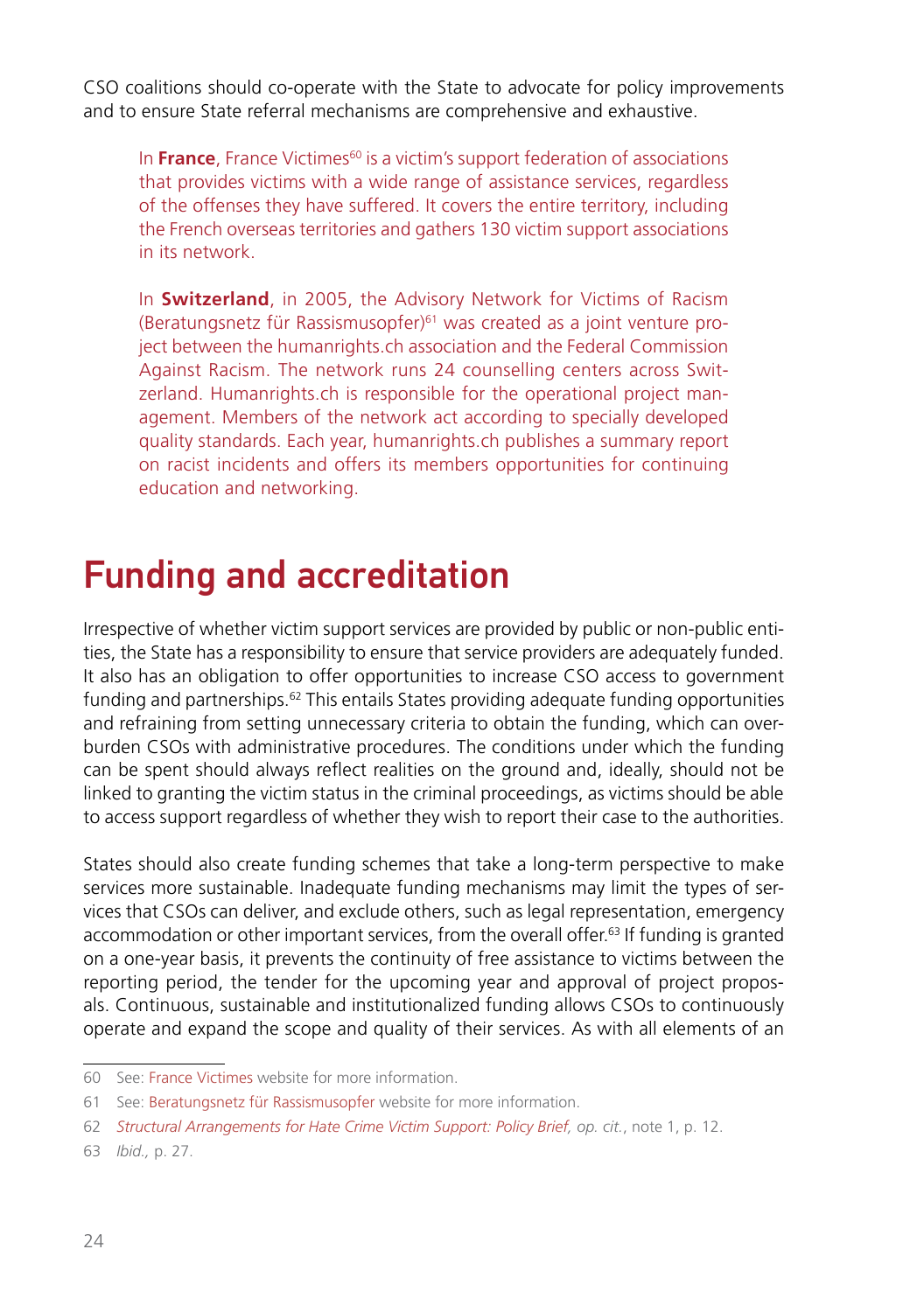CSO coalitions should co-operate with the State to advocate for policy improvements and to ensure State referral mechanisms are comprehensive and exhaustive.

> In **France**, France Victimes[60] is a victim's support federation of associations that provides victims with a wide range of assistance services, regardless of the offenses they have suffered. It covers the entire territory, including the French overseas territories and gathers 130 victim support associations in its network.
>
> In **Switzerland**, in 2005, the Advisory Network for Victims of Racism (Beratungsnetz für Rassismusopfer)[61] was created as a joint venture project between the humanrights.ch association and the Federal Commission Against Racism. The network runs 24 counselling centers across Switzerland. Humanrights.ch is responsible for the operational project management. Members of the network act according to specially developed quality standards. Each year, humanrights.ch publishes a summary report on racist incidents and offers its members opportunities for continuing education and networking.

# Funding and accreditation

Irrespective of whether victim support services are provided by public or non-public entities, the State has a responsibility to ensure that service providers are adequately funded. It also has an obligation to offer opportunities to increase CSO access to government funding and partnerships.[62] This entails States providing adequate funding opportunities and refraining from setting unnecessary criteria to obtain the funding, which can overburden CSOs with administrative procedures. The conditions under which the funding can be spent should always reflect realities on the ground and, ideally, should not be linked to granting the victim status in the criminal proceedings, as victims should be able to access support regardless of whether they wish to report their case to the authorities.

States should also create funding schemes that take a long-term perspective to make services more sustainable. Inadequate funding mechanisms may limit the types of services that CSOs can deliver, and exclude others, such as legal representation, emergency accommodation or other important services, from the overall offer.[63] If funding is granted on a one-year basis, it prevents the continuity of free assistance to victims between the reporting period, the tender for the upcoming year and approval of project proposals. Continuous, sustainable and institutionalized funding allows CSOs to continuously operate and expand the scope and quality of their services. As with all elements of an

---

60 See: France Victimes website for more information.

61 See: Beratungsnetz für Rassismusopfer website for more information.

62 *Structural Arrangements for Hate Crime Victim Support: Policy Brief, op. cit.*, note 1, p. 12.

63 *Ibid.*, p. 27.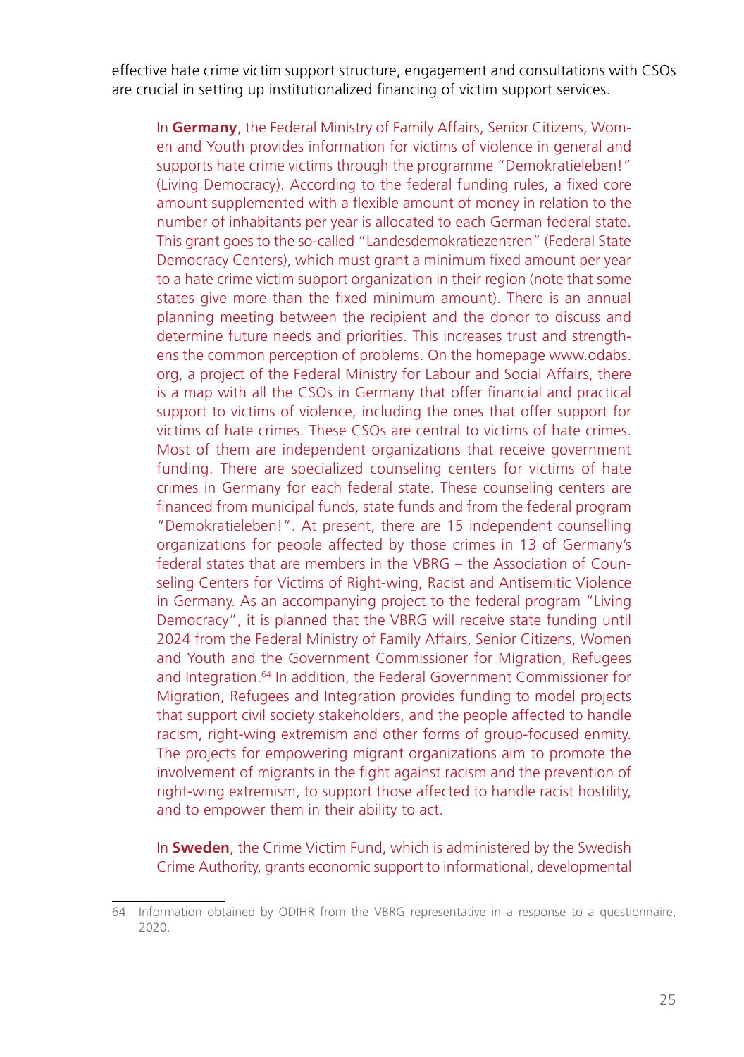effective hate crime victim support structure, engagement and consultations with CSOs are crucial in setting up institutionalized financing of victim support services.

> In **Germany**, the Federal Ministry of Family Affairs, Senior Citizens, Women and Youth provides information for victims of violence in general and supports hate crime victims through the programme "Demokratieleben!" (Living Democracy). According to the federal funding rules, a fixed core amount supplemented with a flexible amount of money in relation to the number of inhabitants per year is allocated to each German federal state. This grant goes to the so-called "Landesdemokratiezentren" (Federal State Democracy Centers), which must grant a minimum fixed amount per year to a hate crime victim support organization in their region (note that some states give more than the fixed minimum amount). There is an annual planning meeting between the recipient and the donor to discuss and determine future needs and priorities. This increases trust and strengthens the common perception of problems. On the homepage www.odabs.org, a project of the Federal Ministry for Labour and Social Affairs, there is a map with all the CSOs in Germany that offer financial and practical support to victims of violence, including the ones that offer support for victims of hate crimes. These CSOs are central to victims of hate crimes. Most of them are independent organizations that receive government funding. There are specialized counseling centers for victims of hate crimes in Germany for each federal state. These counseling centers are financed from municipal funds, state funds and from the federal program "Demokratieleben!". At present, there are 15 independent counselling organizations for people affected by those crimes in 13 of Germany's federal states that are members in the VBRG – the Association of Counseling Centers for Victims of Right-wing, Racist and Antisemitic Violence in Germany. As an accompanying project to the federal program "Living Democracy", it is planned that the VBRG will receive state funding until 2024 from the Federal Ministry of Family Affairs, Senior Citizens, Women and Youth and the Government Commissioner for Migration, Refugees and Integration.[64] In addition, the Federal Government Commissioner for Migration, Refugees and Integration provides funding to model projects that support civil society stakeholders, and the people affected to handle racism, right-wing extremism and other forms of group-focused enmity. The projects for empowering migrant organizations aim to promote the involvement of migrants in the fight against racism and the prevention of right-wing extremism, to support those affected to handle racist hostility, and to empower them in their ability to act.
>
> In **Sweden**, the Crime Victim Fund, which is administered by the Swedish Crime Authority, grants economic support to informational, developmental

64 Information obtained by ODIHR from the VBRG representative in a response to a questionnaire, 2020.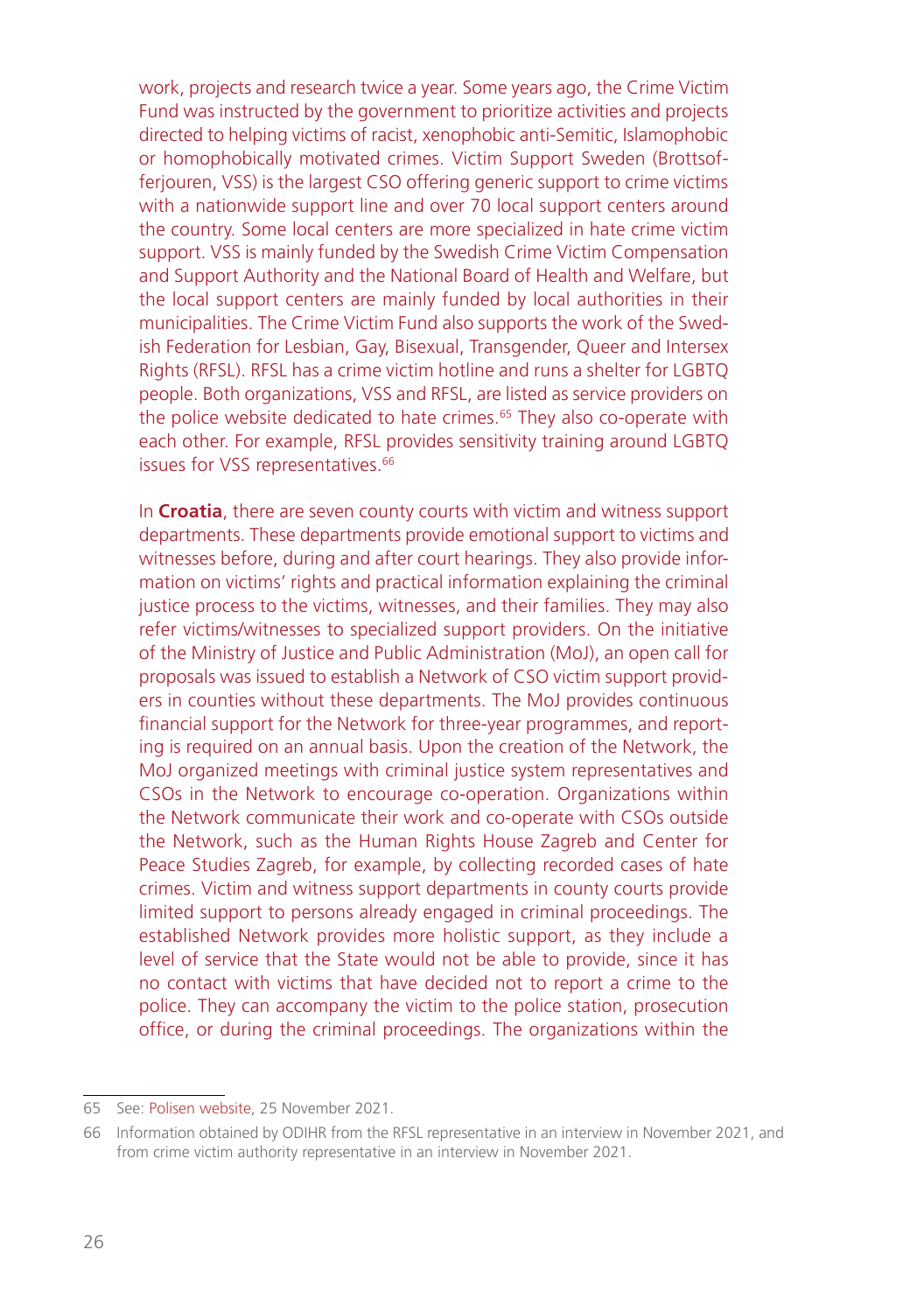work, projects and research twice a year. Some years ago, the Crime Victim Fund was instructed by the government to prioritize activities and projects directed to helping victims of racist, xenophobic anti-Semitic, Islamophobic or homophobically motivated crimes. Victim Support Sweden (Brottsofferjouren, VSS) is the largest CSO offering generic support to crime victims with a nationwide support line and over 70 local support centers around the country. Some local centers are more specialized in hate crime victim support. VSS is mainly funded by the Swedish Crime Victim Compensation and Support Authority and the National Board of Health and Welfare, but the local support centers are mainly funded by local authorities in their municipalities. The Crime Victim Fund also supports the work of the Swedish Federation for Lesbian, Gay, Bisexual, Transgender, Queer and Intersex Rights (RFSL). RFSL has a crime victim hotline and runs a shelter for LGBTQ people. Both organizations, VSS and RFSL, are listed as service providers on the police website dedicated to hate crimes.[65] They also co-operate with each other. For example, RFSL provides sensitivity training around LGBTQ issues for VSS representatives.[66]

In **Croatia**, there are seven county courts with victim and witness support departments. These departments provide emotional support to victims and witnesses before, during and after court hearings. They also provide information on victims' rights and practical information explaining the criminal justice process to the victims, witnesses, and their families. They may also refer victims/witnesses to specialized support providers. On the initiative of the Ministry of Justice and Public Administration (MoJ), an open call for proposals was issued to establish a Network of CSO victim support providers in counties without these departments. The MoJ provides continuous financial support for the Network for three-year programmes, and reporting is required on an annual basis. Upon the creation of the Network, the MoJ organized meetings with criminal justice system representatives and CSOs in the Network to encourage co-operation. Organizations within the Network communicate their work and co-operate with CSOs outside the Network, such as the Human Rights House Zagreb and Center for Peace Studies Zagreb, for example, by collecting recorded cases of hate crimes. Victim and witness support departments in county courts provide limited support to persons already engaged in criminal proceedings. The established Network provides more holistic support, as they include a level of service that the State would not be able to provide, since it has no contact with victims that have decided not to report a crime to the police. They can accompany the victim to the police station, prosecution office, or during the criminal proceedings. The organizations within the

---

65 See: Polisen website, 25 November 2021.

66 Information obtained by ODIHR from the RFSL representative in an interview in November 2021, and from crime victim authority representative in an interview in November 2021.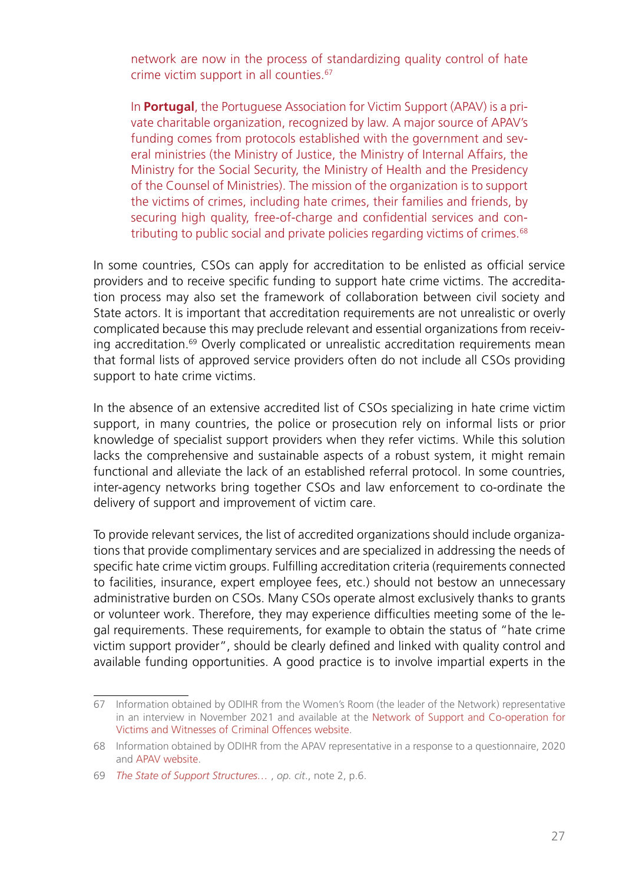network are now in the process of standardizing quality control of hate crime victim support in all counties.[67]

In **Portugal**, the Portuguese Association for Victim Support (APAV) is a private charitable organization, recognized by law. A major source of APAV's funding comes from protocols established with the government and several ministries (the Ministry of Justice, the Ministry of Internal Affairs, the Ministry for the Social Security, the Ministry of Health and the Presidency of the Counsel of Ministries). The mission of the organization is to support the victims of crimes, including hate crimes, their families and friends, by securing high quality, free-of-charge and confidential services and contributing to public social and private policies regarding victims of crimes.[68]

In some countries, CSOs can apply for accreditation to be enlisted as official service providers and to receive specific funding to support hate crime victims. The accreditation process may also set the framework of collaboration between civil society and State actors. It is important that accreditation requirements are not unrealistic or overly complicated because this may preclude relevant and essential organizations from receiving accreditation.[69] Overly complicated or unrealistic accreditation requirements mean that formal lists of approved service providers often do not include all CSOs providing support to hate crime victims.

In the absence of an extensive accredited list of CSOs specializing in hate crime victim support, in many countries, the police or prosecution rely on informal lists or prior knowledge of specialist support providers when they refer victims. While this solution lacks the comprehensive and sustainable aspects of a robust system, it might remain functional and alleviate the lack of an established referral protocol. In some countries, inter-agency networks bring together CSOs and law enforcement to co-ordinate the delivery of support and improvement of victim care.

To provide relevant services, the list of accredited organizations should include organizations that provide complimentary services and are specialized in addressing the needs of specific hate crime victim groups. Fulfilling accreditation criteria (requirements connected to facilities, insurance, expert employee fees, etc.) should not bestow an unnecessary administrative burden on CSOs. Many CSOs operate almost exclusively thanks to grants or volunteer work. Therefore, they may experience difficulties meeting some of the legal requirements. These requirements, for example to obtain the status of "hate crime victim support provider", should be clearly defined and linked with quality control and available funding opportunities. A good practice is to involve impartial experts in the

67 Information obtained by ODIHR from the Women's Room (the leader of the Network) representative in an interview in November 2021 and available at the Network of Support and Co-operation for Victims and Witnesses of Criminal Offences website.

68 Information obtained by ODIHR from the APAV representative in a response to a questionnaire, 2020 and APAV website.

69 *The State of Support Structures…* , *op. cit.*, note 2, p.6.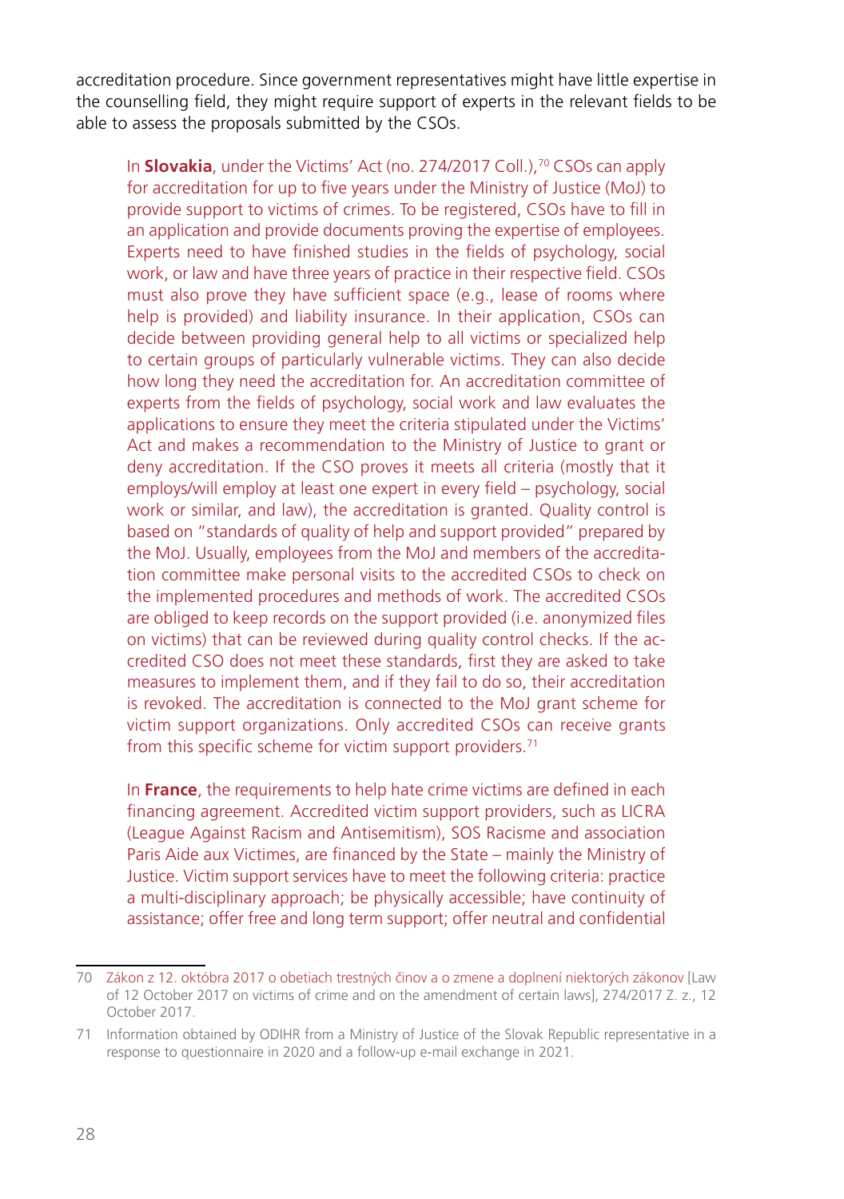accreditation procedure. Since government representatives might have little expertise in the counselling field, they might require support of experts in the relevant fields to be able to assess the proposals submitted by the CSOs.

> In **Slovakia**, under the Victims' Act (no. 274/2017 Coll.),[70] CSOs can apply for accreditation for up to five years under the Ministry of Justice (MoJ) to provide support to victims of crimes. To be registered, CSOs have to fill in an application and provide documents proving the expertise of employees. Experts need to have finished studies in the fields of psychology, social work, or law and have three years of practice in their respective field. CSOs must also prove they have sufficient space (e.g., lease of rooms where help is provided) and liability insurance. In their application, CSOs can decide between providing general help to all victims or specialized help to certain groups of particularly vulnerable victims. They can also decide how long they need the accreditation for. An accreditation committee of experts from the fields of psychology, social work and law evaluates the applications to ensure they meet the criteria stipulated under the Victims' Act and makes a recommendation to the Ministry of Justice to grant or deny accreditation. If the CSO proves it meets all criteria (mostly that it employs/will employ at least one expert in every field – psychology, social work or similar, and law), the accreditation is granted. Quality control is based on "standards of quality of help and support provided" prepared by the MoJ. Usually, employees from the MoJ and members of the accreditation committee make personal visits to the accredited CSOs to check on the implemented procedures and methods of work. The accredited CSOs are obliged to keep records on the support provided (i.e. anonymized files on victims) that can be reviewed during quality control checks. If the accredited CSO does not meet these standards, first they are asked to take measures to implement them, and if they fail to do so, their accreditation is revoked. The accreditation is connected to the MoJ grant scheme for victim support organizations. Only accredited CSOs can receive grants from this specific scheme for victim support providers.[71]

> In **France**, the requirements to help hate crime victims are defined in each financing agreement. Accredited victim support providers, such as LICRA (League Against Racism and Antisemitism), SOS Racisme and association Paris Aide aux Victimes, are financed by the State – mainly the Ministry of Justice. Victim support services have to meet the following criteria: practice a multi-disciplinary approach; be physically accessible; have continuity of assistance; offer free and long term support; offer neutral and confidential

---

70 Zákon z 12. októbra 2017 o obetiach trestných činov a o zmene a doplnení niektorých zákonov [Law of 12 October 2017 on victims of crime and on the amendment of certain laws], 274/2017 Z. z., 12 October 2017.

71 Information obtained by ODIHR from a Ministry of Justice of the Slovak Republic representative in a response to questionnaire in 2020 and a follow-up e-mail exchange in 2021.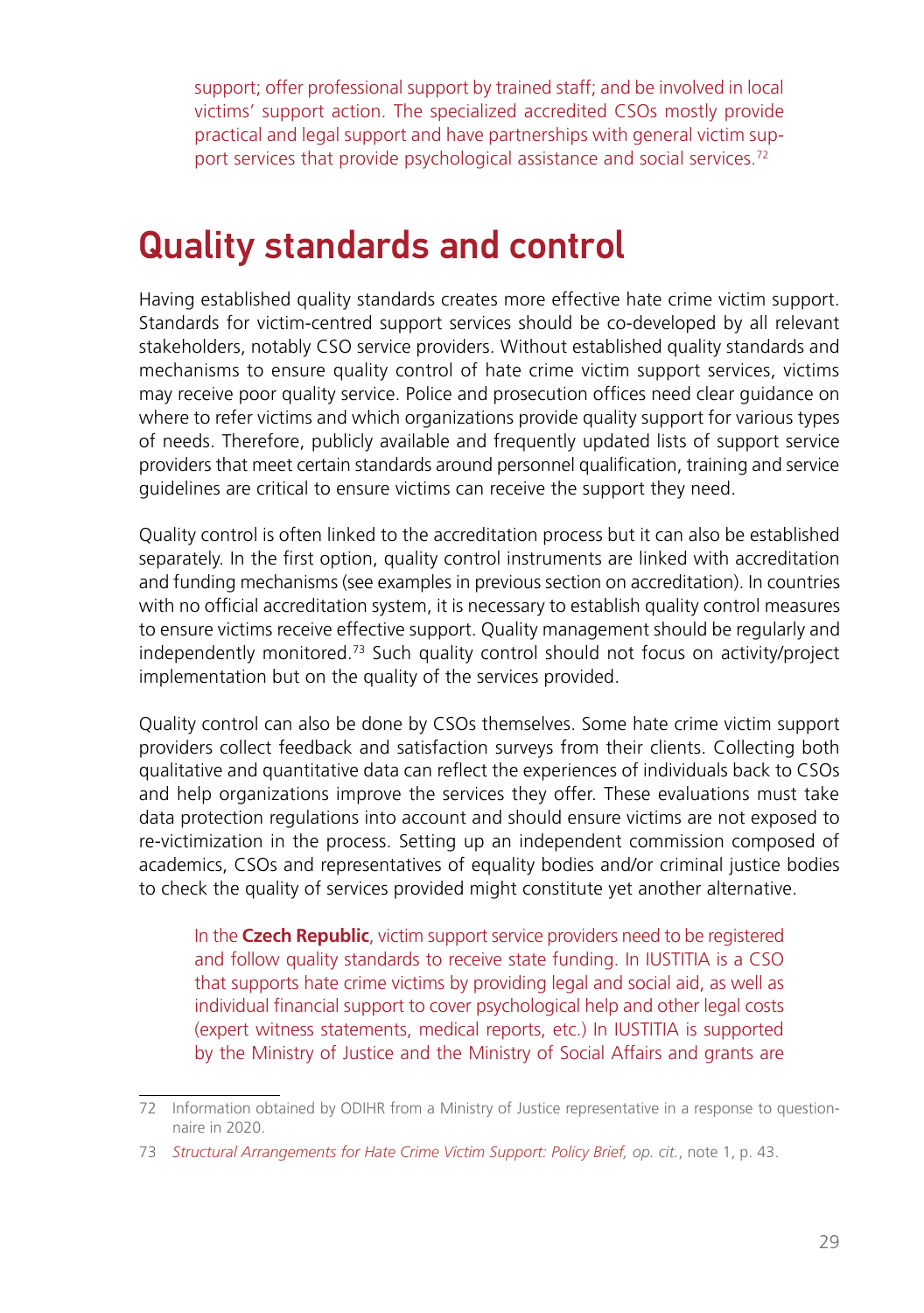support; offer professional support by trained staff; and be involved in local victims' support action. The specialized accredited CSOs mostly provide practical and legal support and have partnerships with general victim support services that provide psychological assistance and social services.[72]

## Quality standards and control

Having established quality standards creates more effective hate crime victim support. Standards for victim-centred support services should be co-developed by all relevant stakeholders, notably CSO service providers. Without established quality standards and mechanisms to ensure quality control of hate crime victim support services, victims may receive poor quality service. Police and prosecution offices need clear guidance on where to refer victims and which organizations provide quality support for various types of needs. Therefore, publicly available and frequently updated lists of support service providers that meet certain standards around personnel qualification, training and service guidelines are critical to ensure victims can receive the support they need.

Quality control is often linked to the accreditation process but it can also be established separately. In the first option, quality control instruments are linked with accreditation and funding mechanisms (see examples in previous section on accreditation). In countries with no official accreditation system, it is necessary to establish quality control measures to ensure victims receive effective support. Quality management should be regularly and independently monitored.[73] Such quality control should not focus on activity/project implementation but on the quality of the services provided.

Quality control can also be done by CSOs themselves. Some hate crime victim support providers collect feedback and satisfaction surveys from their clients. Collecting both qualitative and quantitative data can reflect the experiences of individuals back to CSOs and help organizations improve the services they offer. These evaluations must take data protection regulations into account and should ensure victims are not exposed to re-victimization in the process. Setting up an independent commission composed of academics, CSOs and representatives of equality bodies and/or criminal justice bodies to check the quality of services provided might constitute yet another alternative.

In the **Czech Republic**, victim support service providers need to be registered and follow quality standards to receive state funding. In IUSTITIA is a CSO that supports hate crime victims by providing legal and social aid, as well as individual financial support to cover psychological help and other legal costs (expert witness statements, medical reports, etc.) In IUSTITIA is supported by the Ministry of Justice and the Ministry of Social Affairs and grants are

---

72 Information obtained by ODIHR from a Ministry of Justice representative in a response to questionnaire in 2020.

73 *Structural Arrangements for Hate Crime Victim Support: Policy Brief, op. cit.*, note 1, p. 43.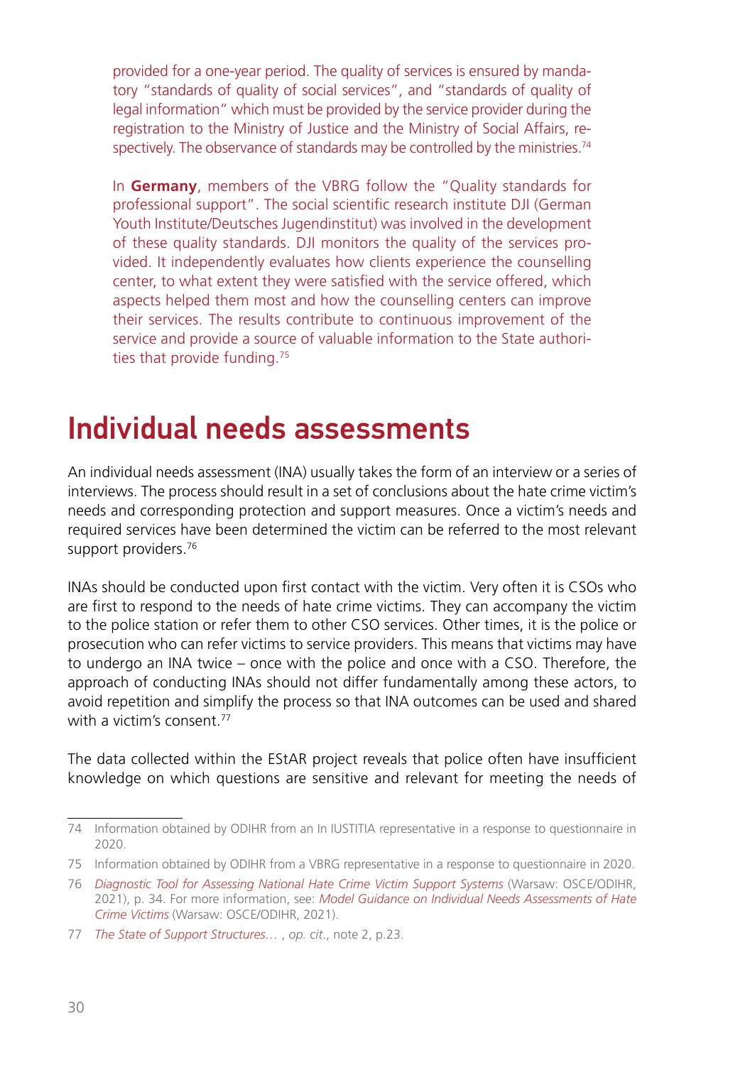provided for a one-year period. The quality of services is ensured by mandatory "standards of quality of social services", and "standards of quality of legal information" which must be provided by the service provider during the registration to the Ministry of Justice and the Ministry of Social Affairs, respectively. The observance of standards may be controlled by the ministries.[74]

In **Germany**, members of the VBRG follow the "Quality standards for professional support". The social scientific research institute DJI (German Youth Institute/Deutsches Jugendinstitut) was involved in the development of these quality standards. DJI monitors the quality of the services provided. It independently evaluates how clients experience the counselling center, to what extent they were satisfied with the service offered, which aspects helped them most and how the counselling centers can improve their services. The results contribute to continuous improvement of the service and provide a source of valuable information to the State authorities that provide funding.[75]

# Individual needs assessments

An individual needs assessment (INA) usually takes the form of an interview or a series of interviews. The process should result in a set of conclusions about the hate crime victim's needs and corresponding protection and support measures. Once a victim's needs and required services have been determined the victim can be referred to the most relevant support providers.[76]

INAs should be conducted upon first contact with the victim. Very often it is CSOs who are first to respond to the needs of hate crime victims. They can accompany the victim to the police station or refer them to other CSO services. Other times, it is the police or prosecution who can refer victims to service providers. This means that victims may have to undergo an INA twice – once with the police and once with a CSO. Therefore, the approach of conducting INAs should not differ fundamentally among these actors, to avoid repetition and simplify the process so that INA outcomes can be used and shared with a victim's consent.[77]

The data collected within the EStAR project reveals that police often have insufficient knowledge on which questions are sensitive and relevant for meeting the needs of

---

74 Information obtained by ODIHR from an In IUSTITIA representative in a response to questionnaire in 2020.

75 Information obtained by ODIHR from a VBRG representative in a response to questionnaire in 2020.

76 *Diagnostic Tool for Assessing National Hate Crime Victim Support Systems* (Warsaw: OSCE/ODIHR, 2021), p. 34. For more information, see: *Model Guidance on Individual Needs Assessments of Hate Crime Victims* (Warsaw: OSCE/ODIHR, 2021).

77 *The State of Support Structures…* , *op. cit*., note 2, p.23.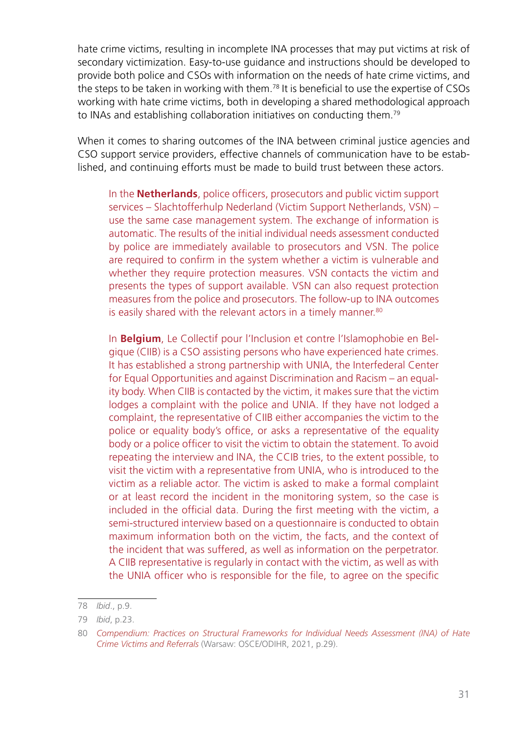hate crime victims, resulting in incomplete INA processes that may put victims at risk of secondary victimization. Easy-to-use guidance and instructions should be developed to provide both police and CSOs with information on the needs of hate crime victims, and the steps to be taken in working with them.[78] It is beneficial to use the expertise of CSOs working with hate crime victims, both in developing a shared methodological approach to INAs and establishing collaboration initiatives on conducting them.[79]

When it comes to sharing outcomes of the INA between criminal justice agencies and CSO support service providers, effective channels of communication have to be established, and continuing efforts must be made to build trust between these actors.

> In the **Netherlands**, police officers, prosecutors and public victim support services – Slachtofferhulp Nederland (Victim Support Netherlands, VSN) – use the same case management system. The exchange of information is automatic. The results of the initial individual needs assessment conducted by police are immediately available to prosecutors and VSN. The police are required to confirm in the system whether a victim is vulnerable and whether they require protection measures. VSN contacts the victim and presents the types of support available. VSN can also request protection measures from the police and prosecutors. The follow-up to INA outcomes is easily shared with the relevant actors in a timely manner.[80]

> In **Belgium**, Le Collectif pour l'Inclusion et contre l'Islamophobie en Belgique (CIIB) is a CSO assisting persons who have experienced hate crimes. It has established a strong partnership with UNIA, the Interfederal Center for Equal Opportunities and against Discrimination and Racism – an equality body. When CIIB is contacted by the victim, it makes sure that the victim lodges a complaint with the police and UNIA. If they have not lodged a complaint, the representative of CIIB either accompanies the victim to the police or equality body's office, or asks a representative of the equality body or a police officer to visit the victim to obtain the statement. To avoid repeating the interview and INA, the CCIB tries, to the extent possible, to visit the victim with a representative from UNIA, who is introduced to the victim as a reliable actor. The victim is asked to make a formal complaint or at least record the incident in the monitoring system, so the case is included in the official data. During the first meeting with the victim, a semi-structured interview based on a questionnaire is conducted to obtain maximum information both on the victim, the facts, and the context of the incident that was suffered, as well as information on the perpetrator. A CIIB representative is regularly in contact with the victim, as well as with the UNIA officer who is responsible for the file, to agree on the specific

---

78 *Ibid*., p.9.

79 *Ibid*, p.23.

80 *Compendium: Practices on Structural Frameworks for Individual Needs Assessment (INA) of Hate Crime Victims and Referrals* (Warsaw: OSCE/ODIHR, 2021, p.29).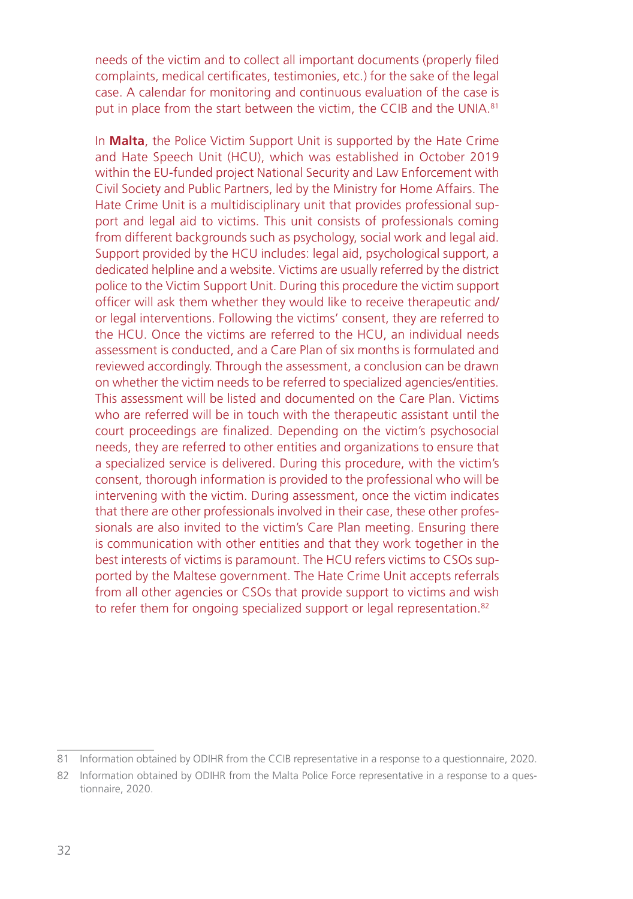needs of the victim and to collect all important documents (properly filed complaints, medical certificates, testimonies, etc.) for the sake of the legal case. A calendar for monitoring and continuous evaluation of the case is put in place from the start between the victim, the CCIB and the UNIA.[81]

In **Malta**, the Police Victim Support Unit is supported by the Hate Crime and Hate Speech Unit (HCU), which was established in October 2019 within the EU-funded project National Security and Law Enforcement with Civil Society and Public Partners, led by the Ministry for Home Affairs. The Hate Crime Unit is a multidisciplinary unit that provides professional support and legal aid to victims. This unit consists of professionals coming from different backgrounds such as psychology, social work and legal aid. Support provided by the HCU includes: legal aid, psychological support, a dedicated helpline and a website. Victims are usually referred by the district police to the Victim Support Unit. During this procedure the victim support officer will ask them whether they would like to receive therapeutic and/or legal interventions. Following the victims' consent, they are referred to the HCU. Once the victims are referred to the HCU, an individual needs assessment is conducted, and a Care Plan of six months is formulated and reviewed accordingly. Through the assessment, a conclusion can be drawn on whether the victim needs to be referred to specialized agencies/entities. This assessment will be listed and documented on the Care Plan. Victims who are referred will be in touch with the therapeutic assistant until the court proceedings are finalized. Depending on the victim's psychosocial needs, they are referred to other entities and organizations to ensure that a specialized service is delivered. During this procedure, with the victim's consent, thorough information is provided to the professional who will be intervening with the victim. During assessment, once the victim indicates that there are other professionals involved in their case, these other professionals are also invited to the victim's Care Plan meeting. Ensuring there is communication with other entities and that they work together in the best interests of victims is paramount. The HCU refers victims to CSOs supported by the Maltese government. The Hate Crime Unit accepts referrals from all other agencies or CSOs that provide support to victims and wish to refer them for ongoing specialized support or legal representation.[82]

---

81 Information obtained by ODIHR from the CCIB representative in a response to a questionnaire, 2020.

82 Information obtained by ODIHR from the Malta Police Force representative in a response to a questionnaire, 2020.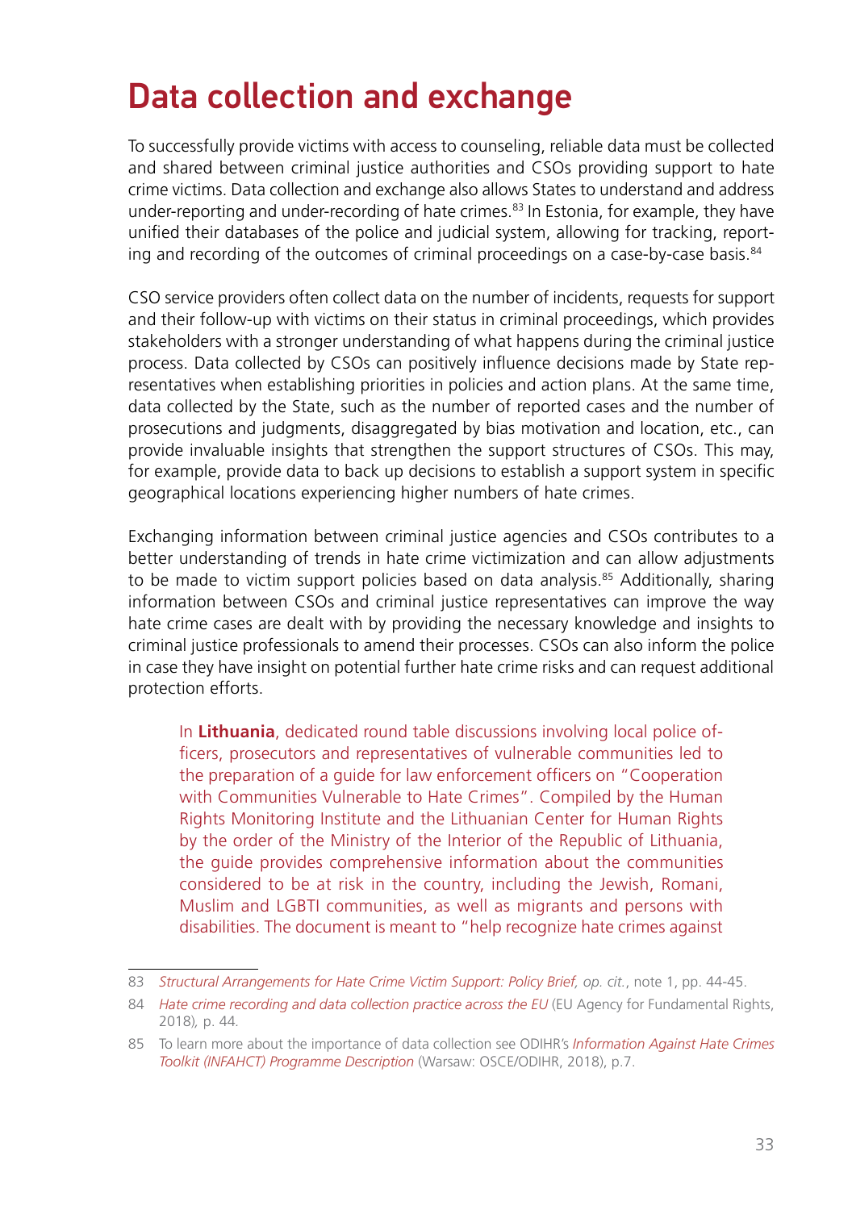# Data collection and exchange

To successfully provide victims with access to counseling, reliable data must be collected and shared between criminal justice authorities and CSOs providing support to hate crime victims. Data collection and exchange also allows States to understand and address under-reporting and under-recording of hate crimes.[83] In Estonia, for example, they have unified their databases of the police and judicial system, allowing for tracking, reporting and recording of the outcomes of criminal proceedings on a case-by-case basis.[84]

CSO service providers often collect data on the number of incidents, requests for support and their follow-up with victims on their status in criminal proceedings, which provides stakeholders with a stronger understanding of what happens during the criminal justice process. Data collected by CSOs can positively influence decisions made by State representatives when establishing priorities in policies and action plans. At the same time, data collected by the State, such as the number of reported cases and the number of prosecutions and judgments, disaggregated by bias motivation and location, etc., can provide invaluable insights that strengthen the support structures of CSOs. This may, for example, provide data to back up decisions to establish a support system in specific geographical locations experiencing higher numbers of hate crimes.

Exchanging information between criminal justice agencies and CSOs contributes to a better understanding of trends in hate crime victimization and can allow adjustments to be made to victim support policies based on data analysis.[85] Additionally, sharing information between CSOs and criminal justice representatives can improve the way hate crime cases are dealt with by providing the necessary knowledge and insights to criminal justice professionals to amend their processes. CSOs can also inform the police in case they have insight on potential further hate crime risks and can request additional protection efforts.

> In **Lithuania**, dedicated round table discussions involving local police officers, prosecutors and representatives of vulnerable communities led to the preparation of a guide for law enforcement officers on "Cooperation with Communities Vulnerable to Hate Crimes". Compiled by the Human Rights Monitoring Institute and the Lithuanian Center for Human Rights by the order of the Ministry of the Interior of the Republic of Lithuania, the guide provides comprehensive information about the communities considered to be at risk in the country, including the Jewish, Romani, Muslim and LGBTI communities, as well as migrants and persons with disabilities. The document is meant to "help recognize hate crimes against

---

83 *Structural Arrangements for Hate Crime Victim Support: Policy Brief, op. cit.*, note 1, pp. 44-45.

84 *Hate crime recording and data collection practice across the EU* (EU Agency for Fundamental Rights, 2018), p. 44.

85 To learn more about the importance of data collection see ODIHR's *Information Against Hate Crimes Toolkit (INFAHCT) Programme Description* (Warsaw: OSCE/ODIHR, 2018), p.7.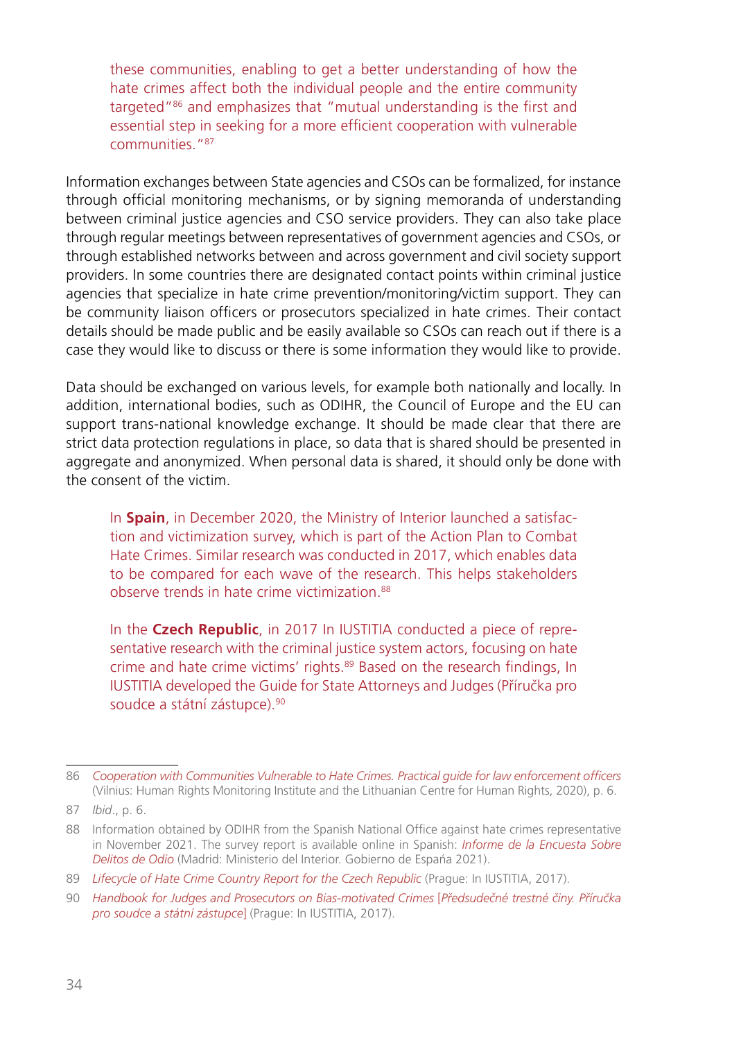these communities, enabling to get a better understanding of how the hate crimes affect both the individual people and the entire community targeted"[86] and emphasizes that "mutual understanding is the first and essential step in seeking for a more efficient cooperation with vulnerable communities."[87]

Information exchanges between State agencies and CSOs can be formalized, for instance through official monitoring mechanisms, or by signing memoranda of understanding between criminal justice agencies and CSO service providers. They can also take place through regular meetings between representatives of government agencies and CSOs, or through established networks between and across government and civil society support providers. In some countries there are designated contact points within criminal justice agencies that specialize in hate crime prevention/monitoring/victim support. They can be community liaison officers or prosecutors specialized in hate crimes. Their contact details should be made public and be easily available so CSOs can reach out if there is a case they would like to discuss or there is some information they would like to provide.

Data should be exchanged on various levels, for example both nationally and locally. In addition, international bodies, such as ODIHR, the Council of Europe and the EU can support trans-national knowledge exchange. It should be made clear that there are strict data protection regulations in place, so data that is shared should be presented in aggregate and anonymized. When personal data is shared, it should only be done with the consent of the victim.

In **Spain**, in December 2020, the Ministry of Interior launched a satisfaction and victimization survey, which is part of the Action Plan to Combat Hate Crimes. Similar research was conducted in 2017, which enables data to be compared for each wave of the research. This helps stakeholders observe trends in hate crime victimization.[88]

In the **Czech Republic**, in 2017 In IUSTITIA conducted a piece of representative research with the criminal justice system actors, focusing on hate crime and hate crime victims' rights.[89] Based on the research findings, In IUSTITIA developed the Guide for State Attorneys and Judges (Příručka pro soudce a státní zástupce).[90]

---

86 *Cooperation with Communities Vulnerable to Hate Crimes. Practical guide for law enforcement officers* (Vilnius: Human Rights Monitoring Institute and the Lithuanian Centre for Human Rights, 2020), p. 6.

87 *Ibid*., p. 6.

88 Information obtained by ODIHR from the Spanish National Office against hate crimes representative in November 2021. The survey report is available online in Spanish: *Informe de la Encuesta Sobre Delitos de Odio* (Madrid: Ministerio del Interior. Gobierno de España 2021).

89 *Lifecycle of Hate Crime Country Report for the Czech Republic* (Prague: In IUSTITIA, 2017).

90 *Handbook for Judges and Prosecutors on Bias-motivated Crimes* [*Předsudečné trestné činy. Příručka pro soudce a státní zástupce*] (Prague: In IUSTITIA, 2017).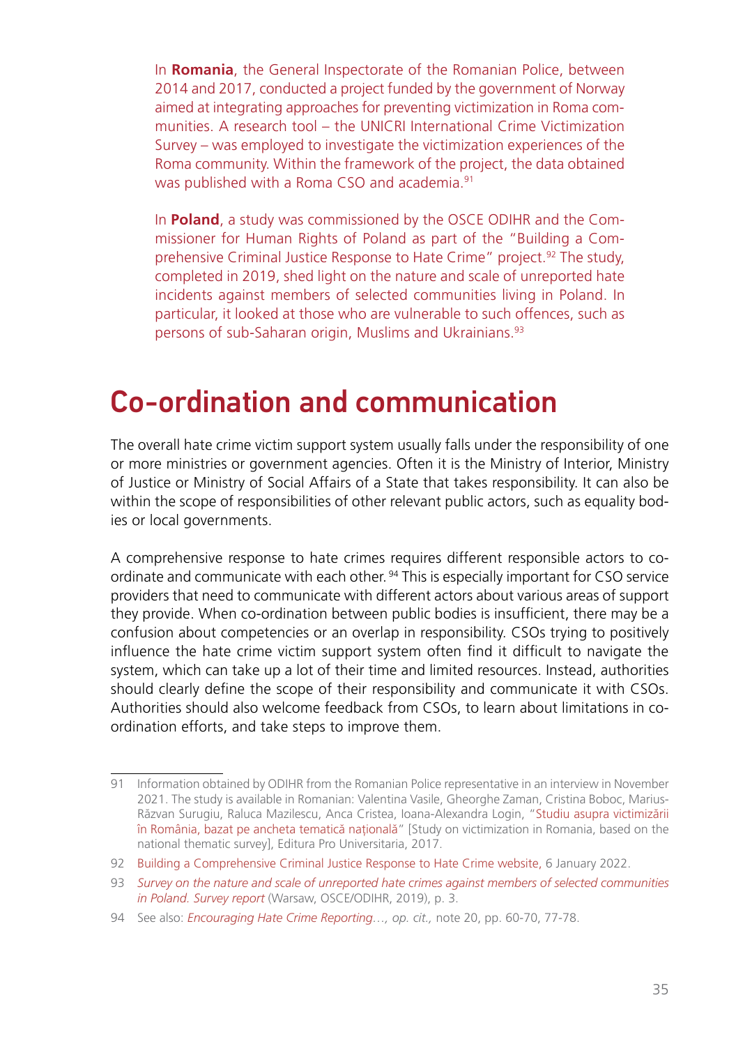In **Romania**, the General Inspectorate of the Romanian Police, between 2014 and 2017, conducted a project funded by the government of Norway aimed at integrating approaches for preventing victimization in Roma communities. A research tool – the UNICRI International Crime Victimization Survey – was employed to investigate the victimization experiences of the Roma community. Within the framework of the project, the data obtained was published with a Roma CSO and academia.[91]

In **Poland**, a study was commissioned by the OSCE ODIHR and the Commissioner for Human Rights of Poland as part of the "Building a Comprehensive Criminal Justice Response to Hate Crime" project.[92] The study, completed in 2019, shed light on the nature and scale of unreported hate incidents against members of selected communities living in Poland. In particular, it looked at those who are vulnerable to such offences, such as persons of sub-Saharan origin, Muslims and Ukrainians.[93]

## Co-ordination and communication

The overall hate crime victim support system usually falls under the responsibility of one or more ministries or government agencies. Often it is the Ministry of Interior, Ministry of Justice or Ministry of Social Affairs of a State that takes responsibility. It can also be within the scope of responsibilities of other relevant public actors, such as equality bodies or local governments.

A comprehensive response to hate crimes requires different responsible actors to co-ordinate and communicate with each other.[94] This is especially important for CSO service providers that need to communicate with different actors about various areas of support they provide. When co-ordination between public bodies is insufficient, there may be a confusion about competencies or an overlap in responsibility. CSOs trying to positively influence the hate crime victim support system often find it difficult to navigate the system, which can take up a lot of their time and limited resources. Instead, authorities should clearly define the scope of their responsibility and communicate it with CSOs. Authorities should also welcome feedback from CSOs, to learn about limitations in co-ordination efforts, and take steps to improve them.

---

91 Information obtained by ODIHR from the Romanian Police representative in an interview in November 2021. The study is available in Romanian: Valentina Vasile, Gheorghe Zaman, Cristina Boboc, Marius-Răzvan Surugiu, Raluca Mazilescu, Anca Cristea, Ioana-Alexandra Login, "Studiu asupra victimizării în România, bazat pe ancheta tematică națională" [Study on victimization in Romania, based on the national thematic survey], Editura Pro Universitaria, 2017.

92 Building a Comprehensive Criminal Justice Response to Hate Crime website, 6 January 2022.

93 *Survey on the nature and scale of unreported hate crimes against members of selected communities in Poland. Survey report* (Warsaw, OSCE/ODIHR, 2019), p. 3.

94 See also: *Encouraging Hate Crime Reporting…, op. cit.,* note 20, pp. 60-70, 77-78.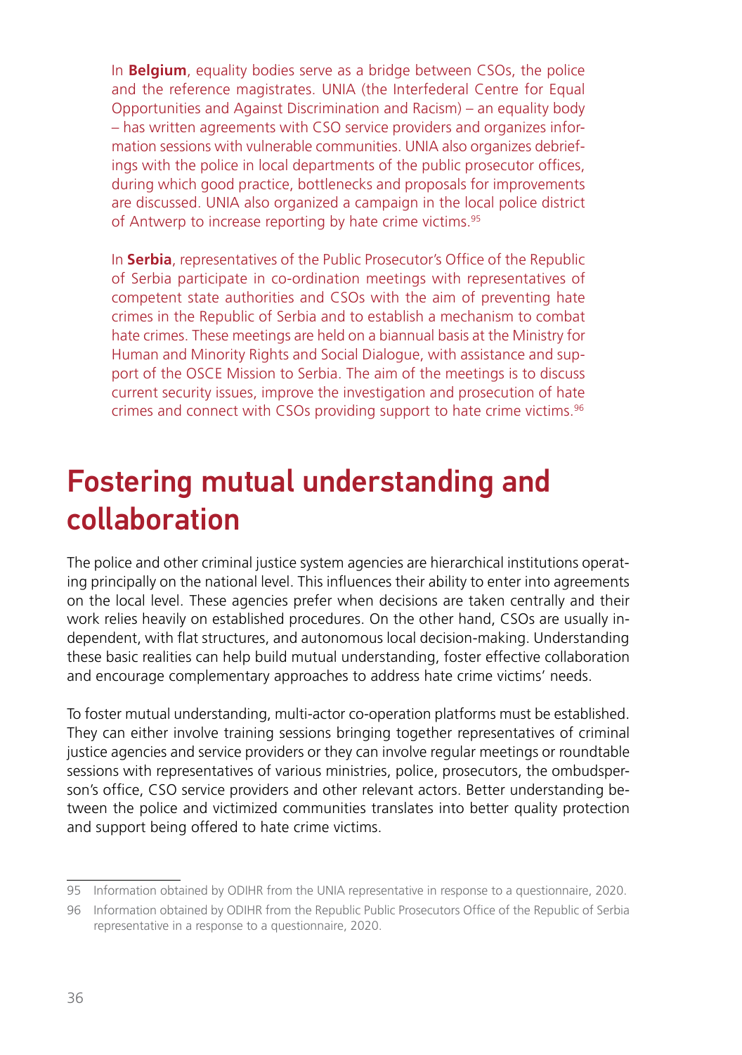In **Belgium**, equality bodies serve as a bridge between CSOs, the police and the reference magistrates. UNIA (the Interfederal Centre for Equal Opportunities and Against Discrimination and Racism) – an equality body – has written agreements with CSO service providers and organizes information sessions with vulnerable communities. UNIA also organizes debriefings with the police in local departments of the public prosecutor offices, during which good practice, bottlenecks and proposals for improvements are discussed. UNIA also organized a campaign in the local police district of Antwerp to increase reporting by hate crime victims.[95]

In **Serbia**, representatives of the Public Prosecutor's Office of the Republic of Serbia participate in co-ordination meetings with representatives of competent state authorities and CSOs with the aim of preventing hate crimes in the Republic of Serbia and to establish a mechanism to combat hate crimes. These meetings are held on a biannual basis at the Ministry for Human and Minority Rights and Social Dialogue, with assistance and support of the OSCE Mission to Serbia. The aim of the meetings is to discuss current security issues, improve the investigation and prosecution of hate crimes and connect with CSOs providing support to hate crime victims.[96]

## Fostering mutual understanding and collaboration

The police and other criminal justice system agencies are hierarchical institutions operating principally on the national level. This influences their ability to enter into agreements on the local level. These agencies prefer when decisions are taken centrally and their work relies heavily on established procedures. On the other hand, CSOs are usually independent, with flat structures, and autonomous local decision-making. Understanding these basic realities can help build mutual understanding, foster effective collaboration and encourage complementary approaches to address hate crime victims' needs.

To foster mutual understanding, multi-actor co-operation platforms must be established. They can either involve training sessions bringing together representatives of criminal justice agencies and service providers or they can involve regular meetings or roundtable sessions with representatives of various ministries, police, prosecutors, the ombudsperson's office, CSO service providers and other relevant actors. Better understanding between the police and victimized communities translates into better quality protection and support being offered to hate crime victims.

---

95 Information obtained by ODIHR from the UNIA representative in response to a questionnaire, 2020.

96 Information obtained by ODIHR from the Republic Public Prosecutors Office of the Republic of Serbia representative in a response to a questionnaire, 2020.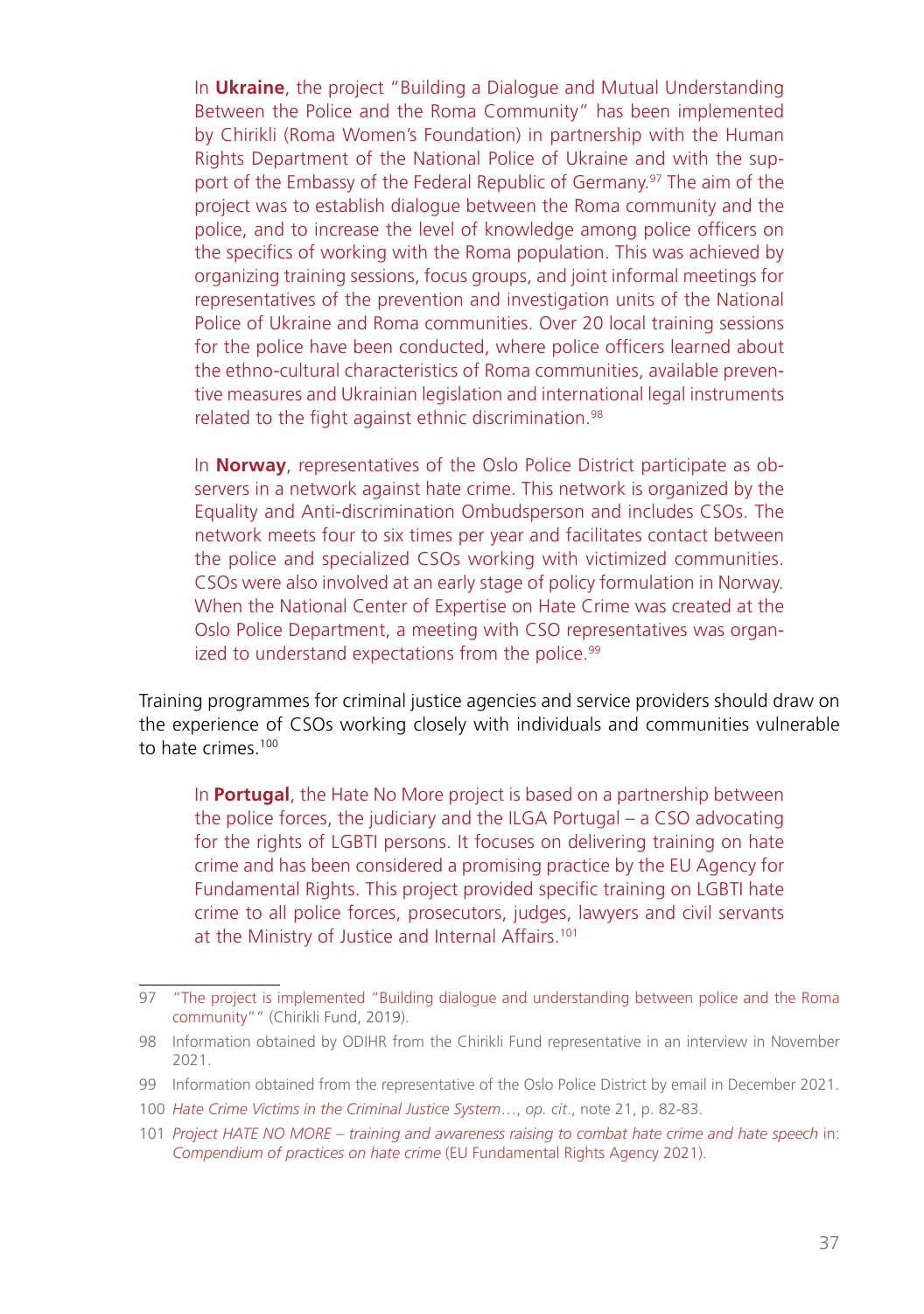In **Ukraine**, the project "Building a Dialogue and Mutual Understanding Between the Police and the Roma Community" has been implemented by Chirikli (Roma Women's Foundation) in partnership with the Human Rights Department of the National Police of Ukraine and with the support of the Embassy of the Federal Republic of Germany.[97] The aim of the project was to establish dialogue between the Roma community and the police, and to increase the level of knowledge among police officers on the specifics of working with the Roma population. This was achieved by organizing training sessions, focus groups, and joint informal meetings for representatives of the prevention and investigation units of the National Police of Ukraine and Roma communities. Over 20 local training sessions for the police have been conducted, where police officers learned about the ethno-cultural characteristics of Roma communities, available preventive measures and Ukrainian legislation and international legal instruments related to the fight against ethnic discrimination.[98]

In **Norway**, representatives of the Oslo Police District participate as observers in a network against hate crime. This network is organized by the Equality and Anti-discrimination Ombudsperson and includes CSOs. The network meets four to six times per year and facilitates contact between the police and specialized CSOs working with victimized communities. CSOs were also involved at an early stage of policy formulation in Norway. When the National Center of Expertise on Hate Crime was created at the Oslo Police Department, a meeting with CSO representatives was organized to understand expectations from the police.[99]

Training programmes for criminal justice agencies and service providers should draw on the experience of CSOs working closely with individuals and communities vulnerable to hate crimes.[100]

In **Portugal**, the Hate No More project is based on a partnership between the police forces, the judiciary and the ILGA Portugal – a CSO advocating for the rights of LGBTI persons. It focuses on delivering training on hate crime and has been considered a promising practice by the EU Agency for Fundamental Rights. This project provided specific training on LGBTI hate crime to all police forces, prosecutors, judges, lawyers and civil servants at the Ministry of Justice and Internal Affairs.[101]

---

97 "The project is implemented "Building dialogue and understanding between police and the Roma community"" (Chirikli Fund, 2019).

98 Information obtained by ODIHR from the Chirikli Fund representative in an interview in November 2021.

99 Information obtained from the representative of the Oslo Police District by email in December 2021.

100 *Hate Crime Victims in the Criminal Justice System*…, *op. cit*., note 21, p. 82-83.

101 *Project HATE NO MORE – training and awareness raising to combat hate crime and hate speech* in: *Compendium of practices on hate crime* (EU Fundamental Rights Agency 2021).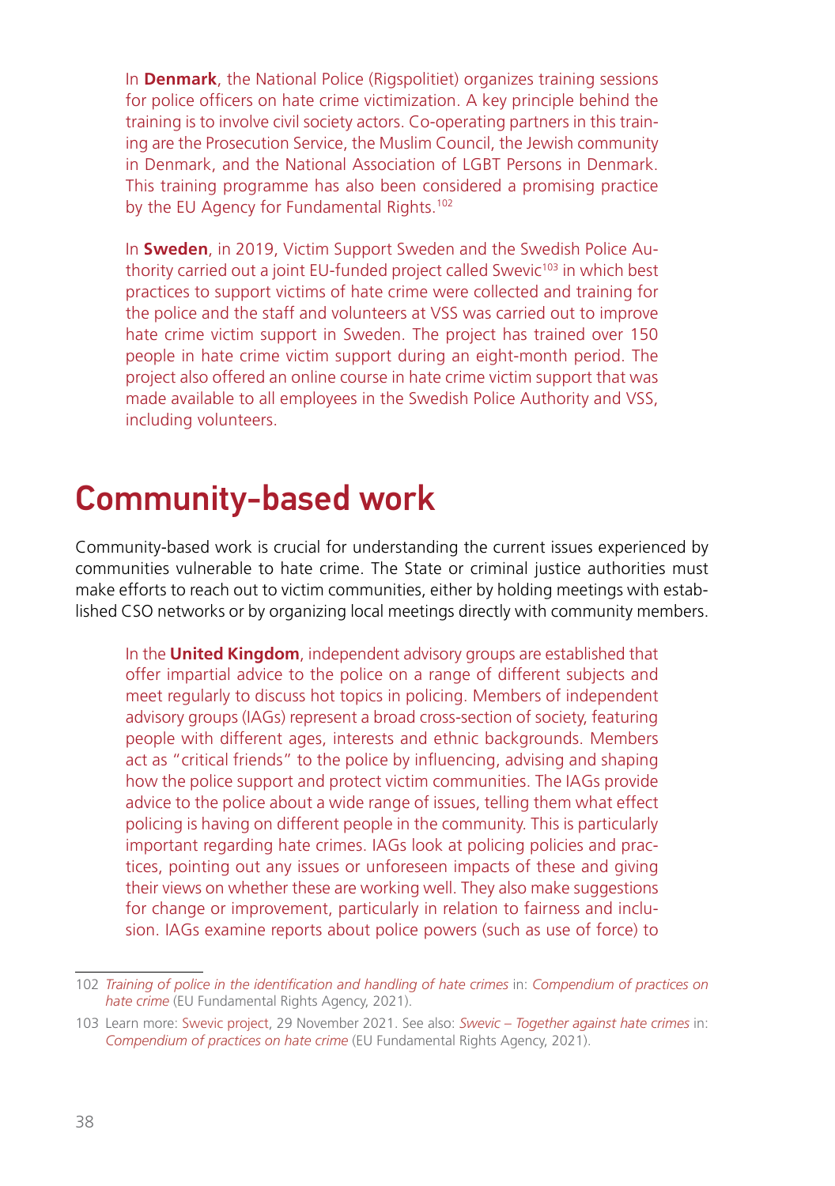In **Denmark**, the National Police (Rigspolitiet) organizes training sessions for police officers on hate crime victimization. A key principle behind the training is to involve civil society actors. Co-operating partners in this training are the Prosecution Service, the Muslim Council, the Jewish community in Denmark, and the National Association of LGBT Persons in Denmark. This training programme has also been considered a promising practice by the EU Agency for Fundamental Rights.[102]

In **Sweden**, in 2019, Victim Support Sweden and the Swedish Police Authority carried out a joint EU-funded project called Swevic[103] in which best practices to support victims of hate crime were collected and training for the police and the staff and volunteers at VSS was carried out to improve hate crime victim support in Sweden. The project has trained over 150 people in hate crime victim support during an eight-month period. The project also offered an online course in hate crime victim support that was made available to all employees in the Swedish Police Authority and VSS, including volunteers.

## Community-based work

Community-based work is crucial for understanding the current issues experienced by communities vulnerable to hate crime. The State or criminal justice authorities must make efforts to reach out to victim communities, either by holding meetings with established CSO networks or by organizing local meetings directly with community members.

In the **United Kingdom**, independent advisory groups are established that offer impartial advice to the police on a range of different subjects and meet regularly to discuss hot topics in policing. Members of independent advisory groups (IAGs) represent a broad cross-section of society, featuring people with different ages, interests and ethnic backgrounds. Members act as "critical friends" to the police by influencing, advising and shaping how the police support and protect victim communities. The IAGs provide advice to the police about a wide range of issues, telling them what effect policing is having on different people in the community. This is particularly important regarding hate crimes. IAGs look at policing policies and practices, pointing out any issues or unforeseen impacts of these and giving their views on whether these are working well. They also make suggestions for change or improvement, particularly in relation to fairness and inclusion. IAGs examine reports about police powers (such as use of force) to

---

102 *Training of police in the identification and handling of hate crimes* in: *Compendium of practices on hate crime* (EU Fundamental Rights Agency, 2021).

103 Learn more: Swevic project, 29 November 2021. See also: *Swevic – Together against hate crimes* in: *Compendium of practices on hate crime* (EU Fundamental Rights Agency, 2021).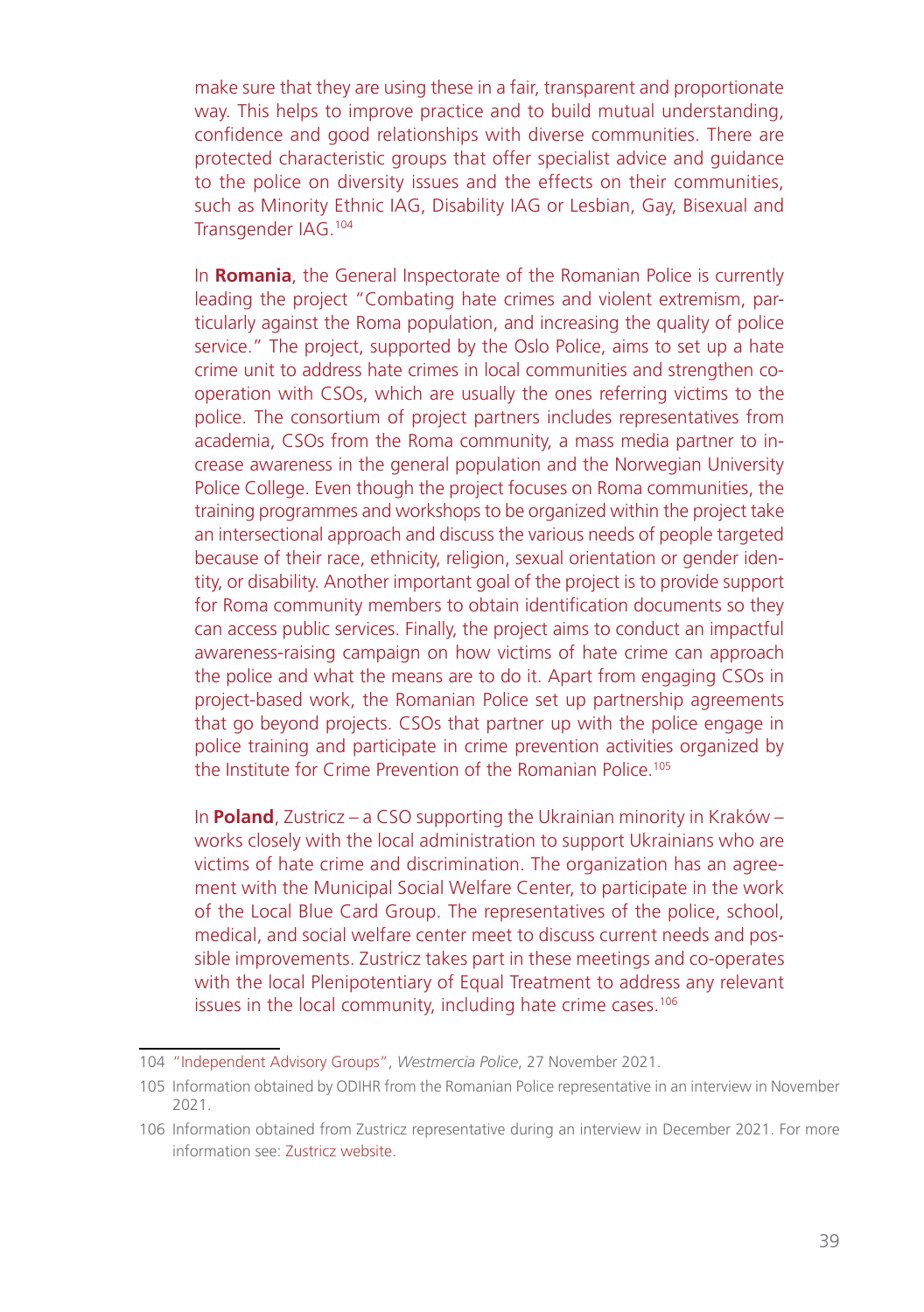make sure that they are using these in a fair, transparent and proportionate way. This helps to improve practice and to build mutual understanding, confidence and good relationships with diverse communities. There are protected characteristic groups that offer specialist advice and guidance to the police on diversity issues and the effects on their communities, such as Minority Ethnic IAG, Disability IAG or Lesbian, Gay, Bisexual and Transgender IAG.[104]

In **Romania**, the General Inspectorate of the Romanian Police is currently leading the project "Combating hate crimes and violent extremism, particularly against the Roma population, and increasing the quality of police service." The project, supported by the Oslo Police, aims to set up a hate crime unit to address hate crimes in local communities and strengthen co-operation with CSOs, which are usually the ones referring victims to the police. The consortium of project partners includes representatives from academia, CSOs from the Roma community, a mass media partner to increase awareness in the general population and the Norwegian University Police College. Even though the project focuses on Roma communities, the training programmes and workshops to be organized within the project take an intersectional approach and discuss the various needs of people targeted because of their race, ethnicity, religion, sexual orientation or gender identity, or disability. Another important goal of the project is to provide support for Roma community members to obtain identification documents so they can access public services. Finally, the project aims to conduct an impactful awareness-raising campaign on how victims of hate crime can approach the police and what the means are to do it. Apart from engaging CSOs in project-based work, the Romanian Police set up partnership agreements that go beyond projects. CSOs that partner up with the police engage in police training and participate in crime prevention activities organized by the Institute for Crime Prevention of the Romanian Police.[105]

In **Poland**, Zustricz – a CSO supporting the Ukrainian minority in Kraków – works closely with the local administration to support Ukrainians who are victims of hate crime and discrimination. The organization has an agreement with the Municipal Social Welfare Center, to participate in the work of the Local Blue Card Group. The representatives of the police, school, medical, and social welfare center meet to discuss current needs and possible improvements. Zustricz takes part in these meetings and co-operates with the local Plenipotentiary of Equal Treatment to address any relevant issues in the local community, including hate crime cases.[106]

---

104 "Independent Advisory Groups", *Westmercia Police*, 27 November 2021.

105 Information obtained by ODIHR from the Romanian Police representative in an interview in November 2021.

106 Information obtained from Zustricz representative during an interview in December 2021. For more information see: Zustricz website.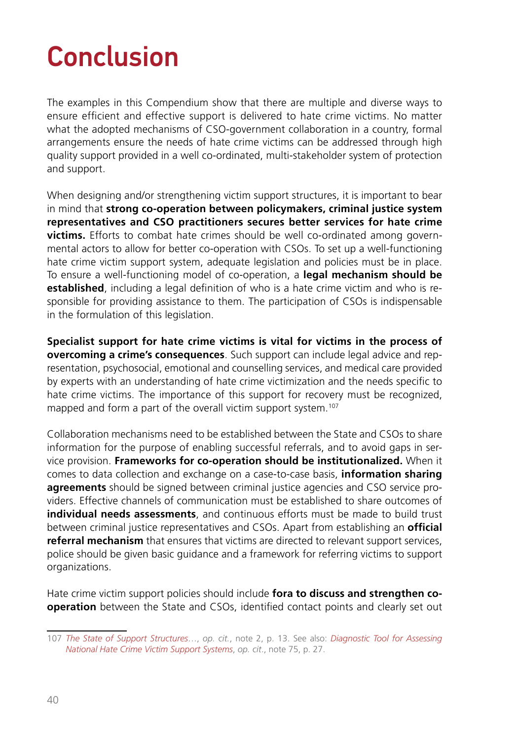# Conclusion

The examples in this Compendium show that there are multiple and diverse ways to ensure efficient and effective support is delivered to hate crime victims. No matter what the adopted mechanisms of CSO-government collaboration in a country, formal arrangements ensure the needs of hate crime victims can be addressed through high quality support provided in a well co-ordinated, multi-stakeholder system of protection and support.

When designing and/or strengthening victim support structures, it is important to bear in mind that **strong co-operation between policymakers, criminal justice system representatives and CSO practitioners secures better services for hate crime victims.** Efforts to combat hate crimes should be well co-ordinated among governmental actors to allow for better co-operation with CSOs. To set up a well-functioning hate crime victim support system, adequate legislation and policies must be in place. To ensure a well-functioning model of co-operation, a **legal mechanism should be established**, including a legal definition of who is a hate crime victim and who is responsible for providing assistance to them. The participation of CSOs is indispensable in the formulation of this legislation.

**Specialist support for hate crime victims is vital for victims in the process of overcoming a crime's consequences**. Such support can include legal advice and representation, psychosocial, emotional and counselling services, and medical care provided by experts with an understanding of hate crime victimization and the needs specific to hate crime victims. The importance of this support for recovery must be recognized, mapped and form a part of the overall victim support system.[107]

Collaboration mechanisms need to be established between the State and CSOs to share information for the purpose of enabling successful referrals, and to avoid gaps in service provision. **Frameworks for co-operation should be institutionalized.** When it comes to data collection and exchange on a case-to-case basis, **information sharing agreements** should be signed between criminal justice agencies and CSO service providers. Effective channels of communication must be established to share outcomes of **individual needs assessments**, and continuous efforts must be made to build trust between criminal justice representatives and CSOs. Apart from establishing an **official referral mechanism** that ensures that victims are directed to relevant support services, police should be given basic guidance and a framework for referring victims to support organizations.

Hate crime victim support policies should include **fora to discuss and strengthen co-operation** between the State and CSOs, identified contact points and clearly set out

---

107 *The State of Support Structures*..., *op. cit.*, note 2, p. 13. See also: *Diagnostic Tool for Assessing National Hate Crime Victim Support Systems*, *op. cit*., note 75, p. 27.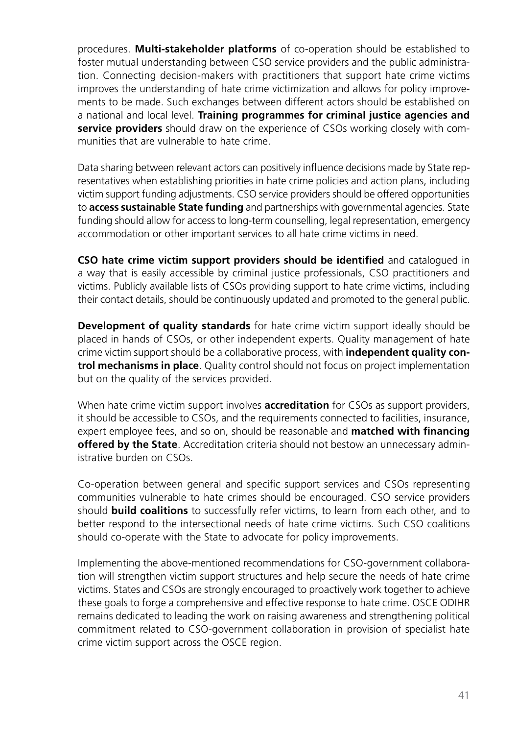procedures. **Multi-stakeholder platforms** of co-operation should be established to foster mutual understanding between CSO service providers and the public administration. Connecting decision-makers with practitioners that support hate crime victims improves the understanding of hate crime victimization and allows for policy improvements to be made. Such exchanges between different actors should be established on a national and local level. **Training programmes for criminal justice agencies and service providers** should draw on the experience of CSOs working closely with communities that are vulnerable to hate crime.

Data sharing between relevant actors can positively influence decisions made by State representatives when establishing priorities in hate crime policies and action plans, including victim support funding adjustments. CSO service providers should be offered opportunities to **access sustainable State funding** and partnerships with governmental agencies. State funding should allow for access to long-term counselling, legal representation, emergency accommodation or other important services to all hate crime victims in need.

**CSO hate crime victim support providers should be identified** and catalogued in a way that is easily accessible by criminal justice professionals, CSO practitioners and victims. Publicly available lists of CSOs providing support to hate crime victims, including their contact details, should be continuously updated and promoted to the general public.

**Development of quality standards** for hate crime victim support ideally should be placed in hands of CSOs, or other independent experts. Quality management of hate crime victim support should be a collaborative process, with **independent quality control mechanisms in place**. Quality control should not focus on project implementation but on the quality of the services provided.

When hate crime victim support involves **accreditation** for CSOs as support providers, it should be accessible to CSOs, and the requirements connected to facilities, insurance, expert employee fees, and so on, should be reasonable and **matched with financing offered by the State**. Accreditation criteria should not bestow an unnecessary administrative burden on CSOs.

Co-operation between general and specific support services and CSOs representing communities vulnerable to hate crimes should be encouraged. CSO service providers should **build coalitions** to successfully refer victims, to learn from each other, and to better respond to the intersectional needs of hate crime victims. Such CSO coalitions should co-operate with the State to advocate for policy improvements.

Implementing the above-mentioned recommendations for CSO-government collaboration will strengthen victim support structures and help secure the needs of hate crime victims. States and CSOs are strongly encouraged to proactively work together to achieve these goals to forge a comprehensive and effective response to hate crime. OSCE ODIHR remains dedicated to leading the work on raising awareness and strengthening political commitment related to CSO-government collaboration in provision of specialist hate crime victim support across the OSCE region.